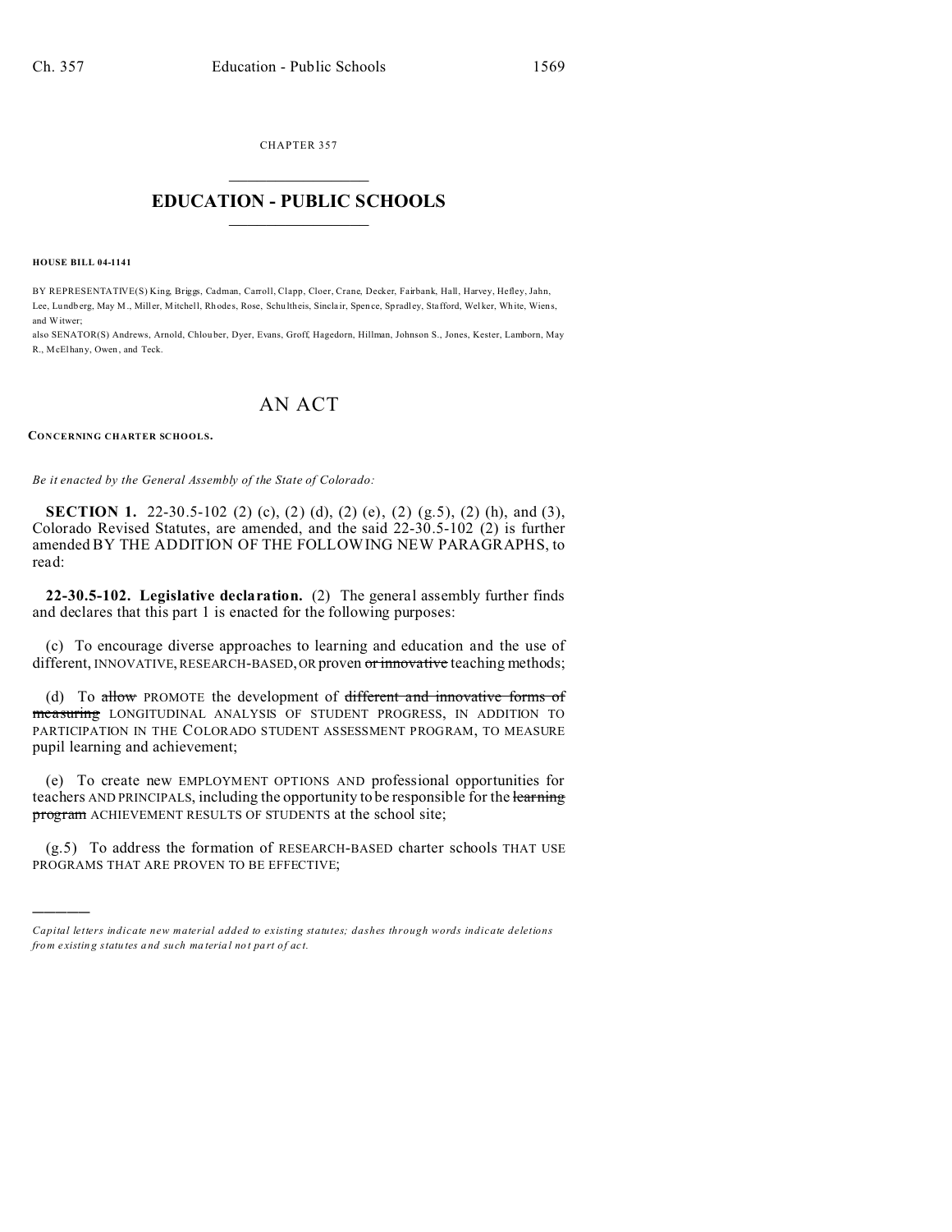CHAPTER 357

# EDUCATION - PUBLIC SCHOOLS

**HOUSE BILL 04-1141**

BY REPRESENTATIVE(S) King, Briggs, Cadman, Carroll, Clapp, Cloer, Crane, Decker, Fairbank, Hall, Harvey, Hefley, Jahn, Lee, Lundberg, May M., Miller, Mitchell, Rhodes, Rose, Schultheis, Sinclair, Spence, Spradley, Stafford, Welker, White, Wiens, and Witwer;
also SENATOR(S) Andrews, Arnold, Chlouber, Dyer, Evans, Groff, Hagedorn, Hillman, Johnson S., Jones, Kester, Lamborn, May R., McElhany, Owen, and Teck.

# AN ACT

**CONCERNING CHARTER SCHOOLS.**

*Be it enacted by the General Assembly of the State of Colorado:*

**SECTION 1.** 22-30.5-102 (2) (c), (2) (d), (2) (e), (2) (g.5), (2) (h), and (3), Colorado Revised Statutes, are amended, and the said 22-30.5-102 (2) is further amended BY THE ADDITION OF THE FOLLOWING NEW PARAGRAPHS, to read:

**22-30.5-102. Legislative declaration.** (2) The general assembly further finds and declares that this part 1 is enacted for the following purposes:

(c) To encourage diverse approaches to learning and education and the use of different, INNOVATIVE, RESEARCH-BASED, OR proven ~~or innovative~~ teaching methods;

(d) To ~~allow~~ PROMOTE the development of ~~different and innovative forms of measuring~~ LONGITUDINAL ANALYSIS OF STUDENT PROGRESS, IN ADDITION TO PARTICIPATION IN THE COLORADO STUDENT ASSESSMENT PROGRAM, TO MEASURE pupil learning and achievement;

(e) To create new EMPLOYMENT OPTIONS AND professional opportunities for teachers AND PRINCIPALS, including the opportunity to be responsible for the ~~learning program~~ ACHIEVEMENT RESULTS OF STUDENTS at the school site;

(g.5) To address the formation of RESEARCH-BASED charter schools THAT USE PROGRAMS THAT ARE PROVEN TO BE EFFECTIVE;

---

*Capital letters indicate new material added to existing statutes; dashes through words indicate deletions from existing statutes and such material not part of act.*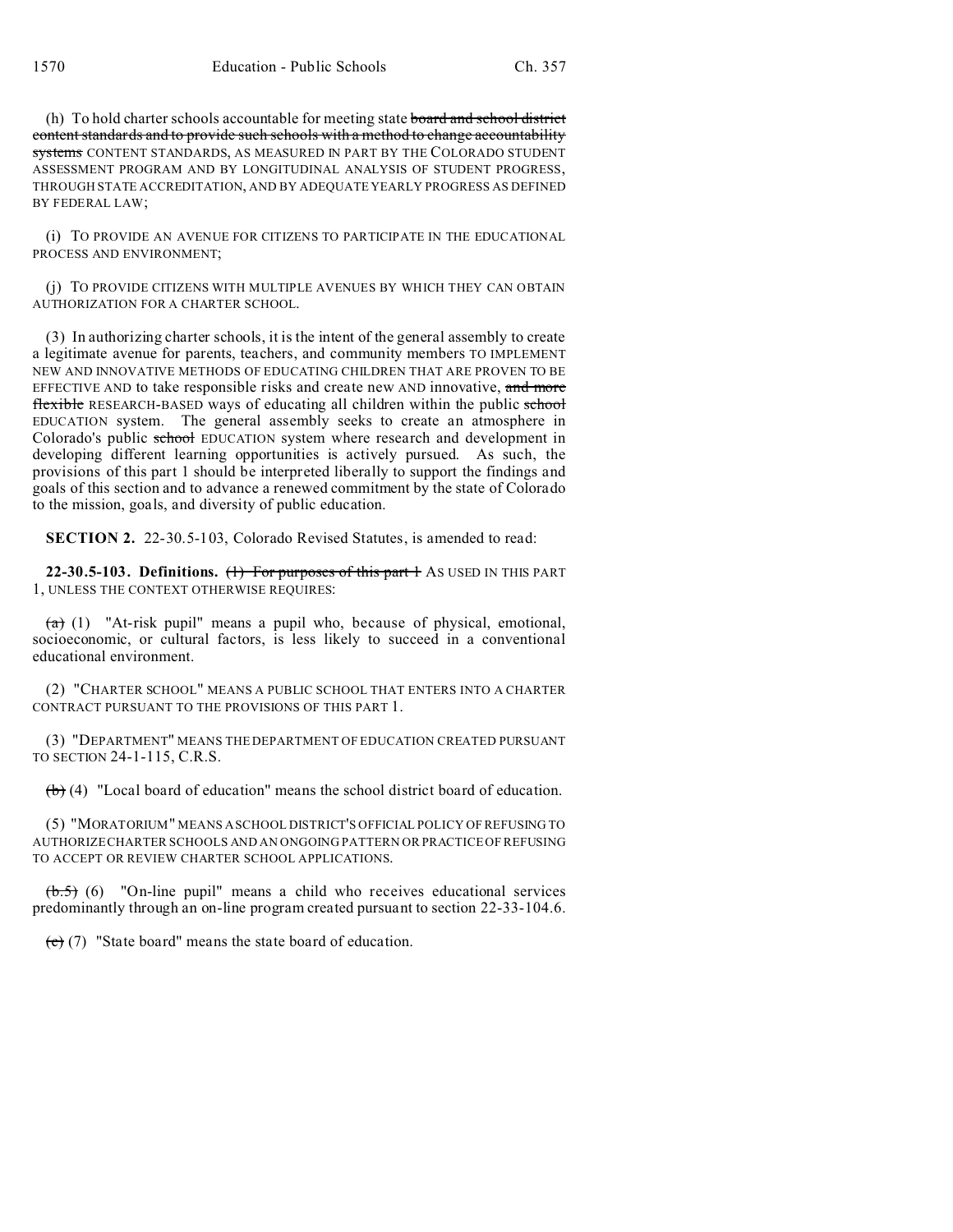(h) To hold charter schools accountable for meeting state ~~board and school district content standards and to provide such schools with a method to change accountability systems~~ CONTENT STANDARDS, AS MEASURED IN PART BY THE COLORADO STUDENT ASSESSMENT PROGRAM AND BY LONGITUDINAL ANALYSIS OF STUDENT PROGRESS, THROUGH STATE ACCREDITATION, AND BY ADEQUATE YEARLY PROGRESS AS DEFINED BY FEDERAL LAW;

(i) TO PROVIDE AN AVENUE FOR CITIZENS TO PARTICIPATE IN THE EDUCATIONAL PROCESS AND ENVIRONMENT;

(j) TO PROVIDE CITIZENS WITH MULTIPLE AVENUES BY WHICH THEY CAN OBTAIN AUTHORIZATION FOR A CHARTER SCHOOL.

(3) In authorizing charter schools, it is the intent of the general assembly to create a legitimate avenue for parents, teachers, and community members TO IMPLEMENT NEW AND INNOVATIVE METHODS OF EDUCATING CHILDREN THAT ARE PROVEN TO BE EFFECTIVE AND to take responsible risks and create new AND innovative, ~~and more flexible~~ RESEARCH-BASED ways of educating all children within the public ~~school~~ EDUCATION system. The general assembly seeks to create an atmosphere in Colorado's public ~~school~~ EDUCATION system where research and development in developing different learning opportunities is actively pursued. As such, the provisions of this part 1 should be interpreted liberally to support the findings and goals of this section and to advance a renewed commitment by the state of Colorado to the mission, goals, and diversity of public education.

**SECTION 2.** 22-30.5-103, Colorado Revised Statutes, is amended to read:

**22-30.5-103. Definitions.** ~~(1) For purposes of this part 1~~ AS USED IN THIS PART 1, UNLESS THE CONTEXT OTHERWISE REQUIRES:

~~(a)~~ (1) "At-risk pupil" means a pupil who, because of physical, emotional, socioeconomic, or cultural factors, is less likely to succeed in a conventional educational environment.

(2) "CHARTER SCHOOL" MEANS A PUBLIC SCHOOL THAT ENTERS INTO A CHARTER CONTRACT PURSUANT TO THE PROVISIONS OF THIS PART 1.

(3) "DEPARTMENT" MEANS THE DEPARTMENT OF EDUCATION CREATED PURSUANT TO SECTION 24-1-115, C.R.S.

~~(b)~~ (4) "Local board of education" means the school district board of education.

(5) "MORATORIUM" MEANS A SCHOOL DISTRICT'S OFFICIAL POLICY OF REFUSING TO AUTHORIZE CHARTER SCHOOLS AND AN ONGOING PATTERN OR PRACTICE OF REFUSING TO ACCEPT OR REVIEW CHARTER SCHOOL APPLICATIONS.

~~(b.5)~~ (6) "On-line pupil" means a child who receives educational services predominantly through an on-line program created pursuant to section 22-33-104.6.

~~(c)~~ (7) "State board" means the state board of education.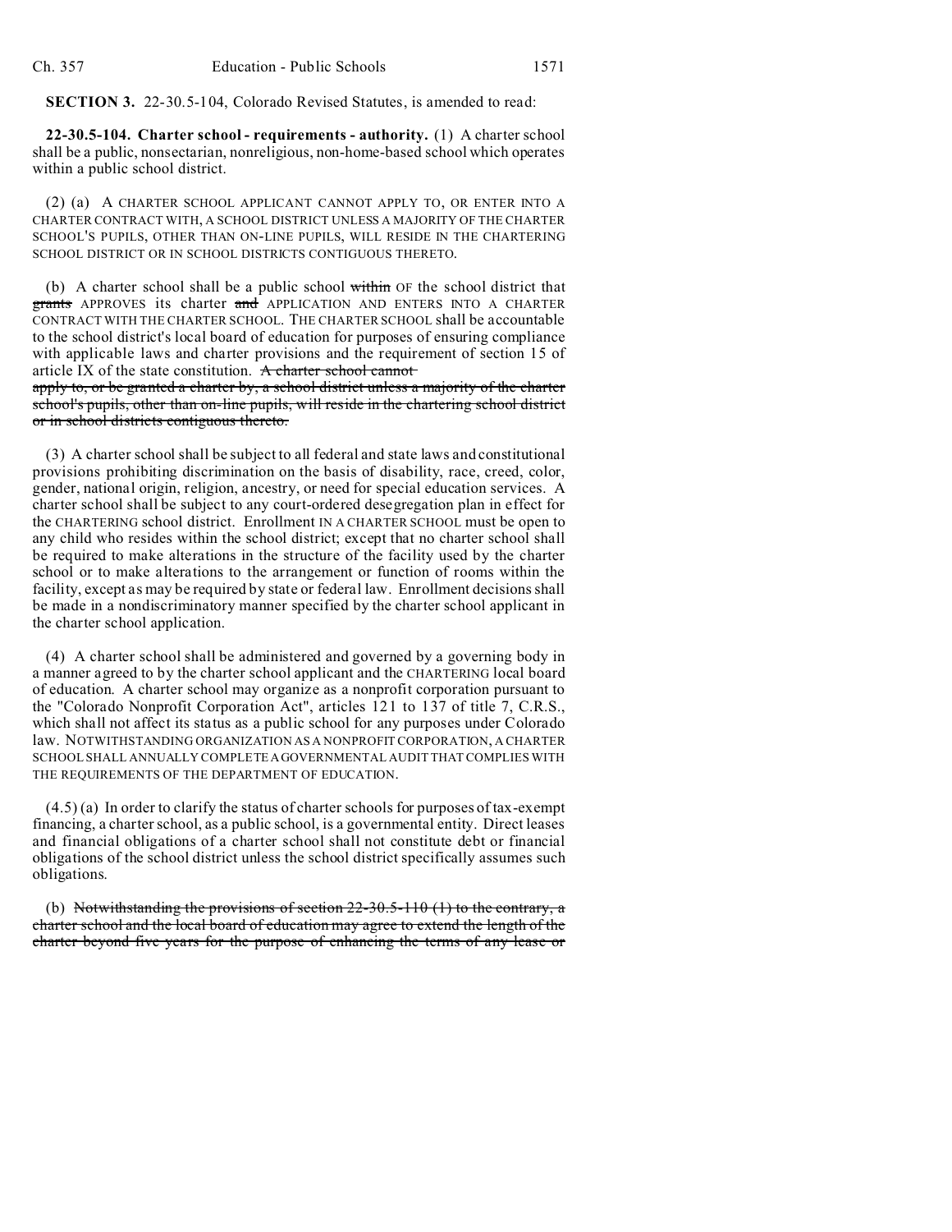**SECTION 3.** 22-30.5-104, Colorado Revised Statutes, is amended to read:

**22-30.5-104. Charter school - requirements - authority.** (1) A charter school shall be a public, nonsectarian, nonreligious, non-home-based school which operates within a public school district.

(2) (a) A CHARTER SCHOOL APPLICANT CANNOT APPLY TO, OR ENTER INTO A CHARTER CONTRACT WITH, A SCHOOL DISTRICT UNLESS A MAJORITY OF THE CHARTER SCHOOL'S PUPILS, OTHER THAN ON-LINE PUPILS, WILL RESIDE IN THE CHARTERING SCHOOL DISTRICT OR IN SCHOOL DISTRICTS CONTIGUOUS THERETO.

(b) A charter school shall be a public school ~~within~~ OF the school district that ~~grants~~ APPROVES its charter ~~and~~ APPLICATION AND ENTERS INTO A CHARTER CONTRACT WITH THE CHARTER SCHOOL. THE CHARTER SCHOOL shall be accountable to the school district's local board of education for purposes of ensuring compliance with applicable laws and charter provisions and the requirement of section 15 of article IX of the state constitution. ~~A charter school cannot apply to, or be granted a charter by, a school district unless a majority of the charter school's pupils, other than on-line pupils, will reside in the chartering school district or in school districts contiguous thereto.~~

(3) A charter school shall be subject to all federal and state laws and constitutional provisions prohibiting discrimination on the basis of disability, race, creed, color, gender, national origin, religion, ancestry, or need for special education services. A charter school shall be subject to any court-ordered desegregation plan in effect for the CHARTERING school district. Enrollment IN A CHARTER SCHOOL must be open to any child who resides within the school district; except that no charter school shall be required to make alterations in the structure of the facility used by the charter school or to make alterations to the arrangement or function of rooms within the facility, except as may be required by state or federal law. Enrollment decisions shall be made in a nondiscriminatory manner specified by the charter school applicant in the charter school application.

(4) A charter school shall be administered and governed by a governing body in a manner agreed to by the charter school applicant and the CHARTERING local board of education. A charter school may organize as a nonprofit corporation pursuant to the "Colorado Nonprofit Corporation Act", articles 121 to 137 of title 7, C.R.S., which shall not affect its status as a public school for any purposes under Colorado law. NOTWITHSTANDING ORGANIZATION AS A NONPROFIT CORPORATION, A CHARTER SCHOOL SHALL ANNUALLY COMPLETE A GOVERNMENTAL AUDIT THAT COMPLIES WITH THE REQUIREMENTS OF THE DEPARTMENT OF EDUCATION.

(4.5) (a) In order to clarify the status of charter schools for purposes of tax-exempt financing, a charter school, as a public school, is a governmental entity. Direct leases and financial obligations of a charter school shall not constitute debt or financial obligations of the school district unless the school district specifically assumes such obligations.

(b) ~~Notwithstanding the provisions of section 22-30.5-110 (1) to the contrary, a charter school and the local board of education may agree to extend the length of the charter beyond five years for the purpose of enhancing the terms of any lease or~~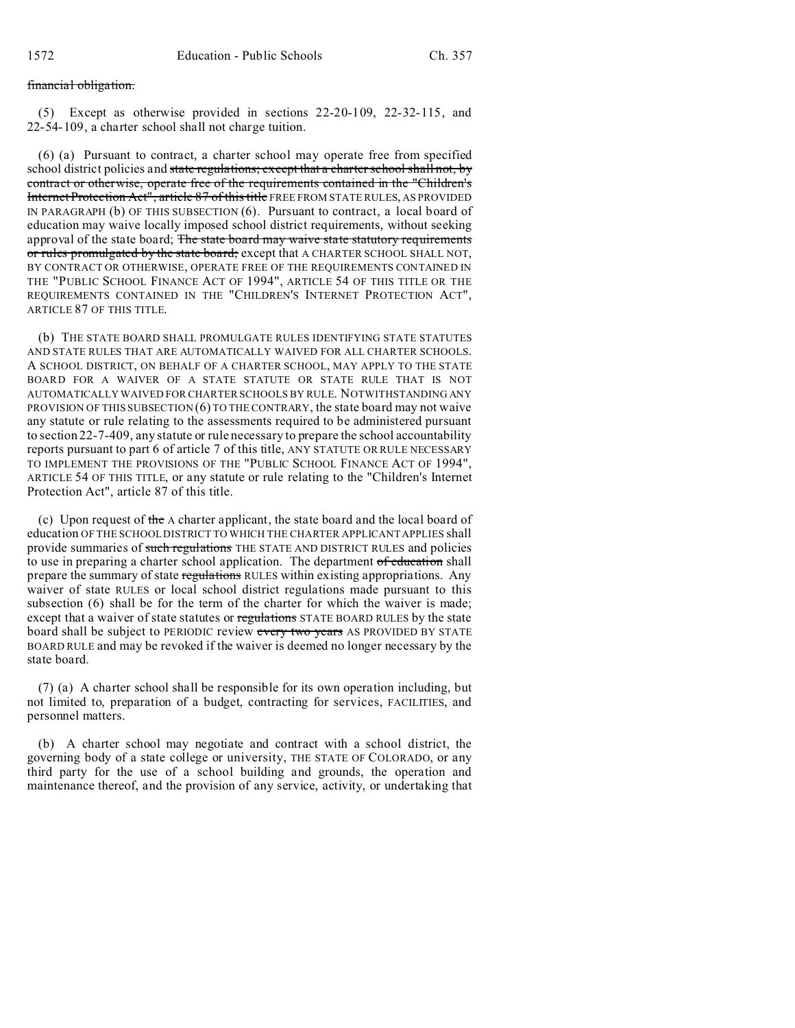~~financial obligation.~~

(5) Except as otherwise provided in sections 22-20-109, 22-32-115, and 22-54-109, a charter school shall not charge tuition.

(6) (a) Pursuant to contract, a charter school may operate free from specified school district policies and ~~state regulations; except that a charter school shall not, by contract or otherwise, operate free of the requirements contained in the "Children's Internet Protection Act", article 87 of this title~~ FREE FROM STATE RULES, AS PROVIDED IN PARAGRAPH (b) OF THIS SUBSECTION (6). Pursuant to contract, a local board of education may waive locally imposed school district requirements, without seeking approval of the state board; ~~The state board may waive state statutory requirements or rules promulgated by the state board;~~ except that A CHARTER SCHOOL SHALL NOT, BY CONTRACT OR OTHERWISE, OPERATE FREE OF THE REQUIREMENTS CONTAINED IN THE "PUBLIC SCHOOL FINANCE ACT OF 1994", ARTICLE 54 OF THIS TITLE OR THE REQUIREMENTS CONTAINED IN THE "CHILDREN'S INTERNET PROTECTION ACT", ARTICLE 87 OF THIS TITLE.

(b) THE STATE BOARD SHALL PROMULGATE RULES IDENTIFYING STATE STATUTES AND STATE RULES THAT ARE AUTOMATICALLY WAIVED FOR ALL CHARTER SCHOOLS. A SCHOOL DISTRICT, ON BEHALF OF A CHARTER SCHOOL, MAY APPLY TO THE STATE BOARD FOR A WAIVER OF A STATE STATUTE OR STATE RULE THAT IS NOT AUTOMATICALLY WAIVED FOR CHARTER SCHOOLS BY RULE. NOTWITHSTANDING ANY PROVISION OF THIS SUBSECTION (6) TO THE CONTRARY, the state board may not waive any statute or rule relating to the assessments required to be administered pursuant to section 22-7-409, any statute or rule necessary to prepare the school accountability reports pursuant to part 6 of article 7 of this title, ANY STATUTE OR RULE NECESSARY TO IMPLEMENT THE PROVISIONS OF THE "PUBLIC SCHOOL FINANCE ACT OF 1994", ARTICLE 54 OF THIS TITLE, or any statute or rule relating to the "Children's Internet Protection Act", article 87 of this title.

(c) Upon request of ~~the~~ A charter applicant, the state board and the local board of education OF THE SCHOOL DISTRICT TO WHICH THE CHARTER APPLICANT APPLIES shall provide summaries of ~~such regulations~~ THE STATE AND DISTRICT RULES and policies to use in preparing a charter school application. The department ~~of education~~ shall prepare the summary of state ~~regulations~~ RULES within existing appropriations. Any waiver of state RULES or local school district regulations made pursuant to this subsection (6) shall be for the term of the charter for which the waiver is made; except that a waiver of state statutes or ~~regulations~~ STATE BOARD RULES by the state board shall be subject to PERIODIC review ~~every two years~~ AS PROVIDED BY STATE BOARD RULE and may be revoked if the waiver is deemed no longer necessary by the state board.

(7) (a) A charter school shall be responsible for its own operation including, but not limited to, preparation of a budget, contracting for services, FACILITIES, and personnel matters.

(b) A charter school may negotiate and contract with a school district, the governing body of a state college or university, THE STATE OF COLORADO, or any third party for the use of a school building and grounds, the operation and maintenance thereof, and the provision of any service, activity, or undertaking that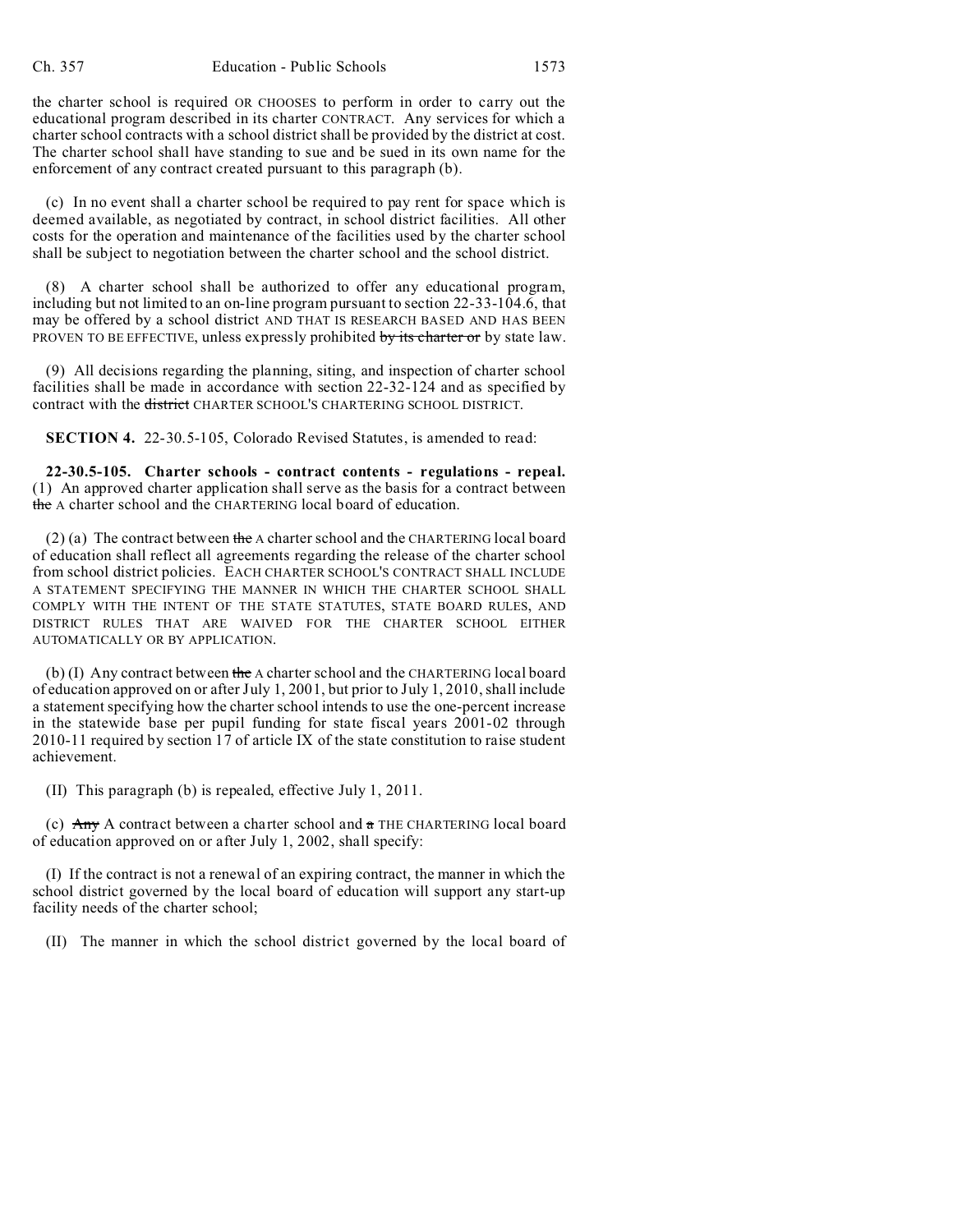the charter school is required OR CHOOSES to perform in order to carry out the educational program described in its charter CONTRACT. Any services for which a charter school contracts with a school district shall be provided by the district at cost. The charter school shall have standing to sue and be sued in its own name for the enforcement of any contract created pursuant to this paragraph (b).

(c) In no event shall a charter school be required to pay rent for space which is deemed available, as negotiated by contract, in school district facilities. All other costs for the operation and maintenance of the facilities used by the charter school shall be subject to negotiation between the charter school and the school district.

(8) A charter school shall be authorized to offer any educational program, including but not limited to an on-line program pursuant to section 22-33-104.6, that may be offered by a school district AND THAT IS RESEARCH BASED AND HAS BEEN PROVEN TO BE EFFECTIVE, unless expressly prohibited ~~by its charter or~~ by state law.

(9) All decisions regarding the planning, siting, and inspection of charter school facilities shall be made in accordance with section 22-32-124 and as specified by contract with the ~~district~~ CHARTER SCHOOL'S CHARTERING SCHOOL DISTRICT.

**SECTION 4.** 22-30.5-105, Colorado Revised Statutes, is amended to read:

**22-30.5-105. Charter schools - contract contents - regulations - repeal.** (1) An approved charter application shall serve as the basis for a contract between ~~the~~ A charter school and the CHARTERING local board of education.

(2) (a) The contract between ~~the~~ A charter school and the CHARTERING local board of education shall reflect all agreements regarding the release of the charter school from school district policies. EACH CHARTER SCHOOL'S CONTRACT SHALL INCLUDE A STATEMENT SPECIFYING THE MANNER IN WHICH THE CHARTER SCHOOL SHALL COMPLY WITH THE INTENT OF THE STATE STATUTES, STATE BOARD RULES, AND DISTRICT RULES THAT ARE WAIVED FOR THE CHARTER SCHOOL EITHER AUTOMATICALLY OR BY APPLICATION.

(b) (I) Any contract between ~~the~~ A charter school and the CHARTERING local board of education approved on or after July 1, 2001, but prior to July 1, 2010, shall include a statement specifying how the charter school intends to use the one-percent increase in the statewide base per pupil funding for state fiscal years 2001-02 through 2010-11 required by section 17 of article IX of the state constitution to raise student achievement.

(II) This paragraph (b) is repealed, effective July 1, 2011.

(c) ~~Any~~ A contract between a charter school and ~~a~~ THE CHARTERING local board of education approved on or after July 1, 2002, shall specify:

(I) If the contract is not a renewal of an expiring contract, the manner in which the school district governed by the local board of education will support any start-up facility needs of the charter school;

(II) The manner in which the school district governed by the local board of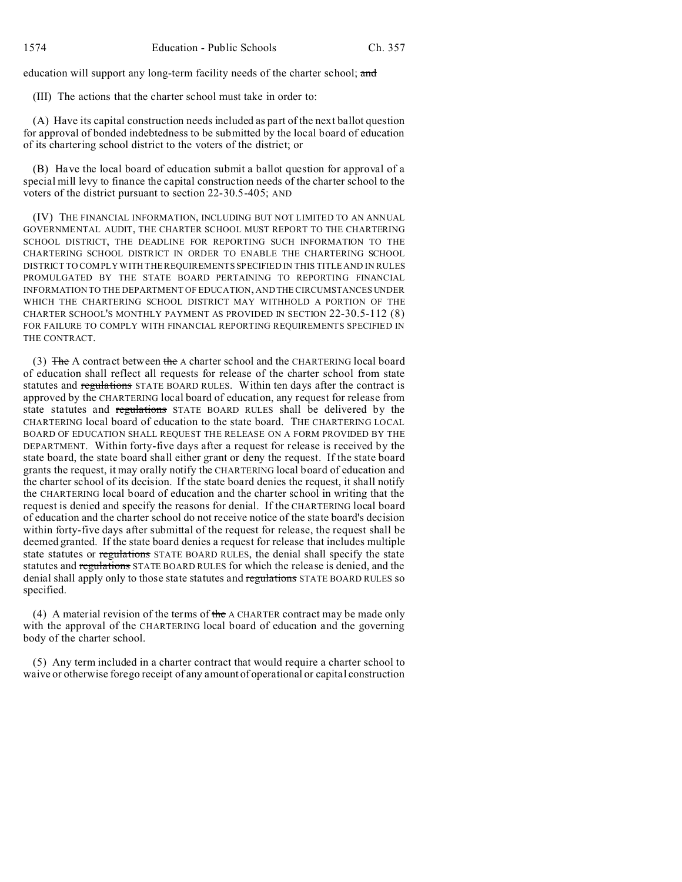education will support any long-term facility needs of the charter school; ~~and~~

(III) The actions that the charter school must take in order to:

(A) Have its capital construction needs included as part of the next ballot question for approval of bonded indebtedness to be submitted by the local board of education of its chartering school district to the voters of the district; or

(B) Have the local board of education submit a ballot question for approval of a special mill levy to finance the capital construction needs of the charter school to the voters of the district pursuant to section 22-30.5-405; AND

(IV) THE FINANCIAL INFORMATION, INCLUDING BUT NOT LIMITED TO AN ANNUAL GOVERNMENTAL AUDIT, THE CHARTER SCHOOL MUST REPORT TO THE CHARTERING SCHOOL DISTRICT, THE DEADLINE FOR REPORTING SUCH INFORMATION TO THE CHARTERING SCHOOL DISTRICT IN ORDER TO ENABLE THE CHARTERING SCHOOL DISTRICT TO COMPLY WITH THE REQUIREMENTS SPECIFIED IN THIS TITLE AND IN RULES PROMULGATED BY THE STATE BOARD PERTAINING TO REPORTING FINANCIAL INFORMATION TO THE DEPARTMENT OF EDUCATION, AND THE CIRCUMSTANCES UNDER WHICH THE CHARTERING SCHOOL DISTRICT MAY WITHHOLD A PORTION OF THE CHARTER SCHOOL'S MONTHLY PAYMENT AS PROVIDED IN SECTION 22-30.5-112 (8) FOR FAILURE TO COMPLY WITH FINANCIAL REPORTING REQUIREMENTS SPECIFIED IN THE CONTRACT.

(3) ~~The~~ A contract between ~~the~~ A charter school and the CHARTERING local board of education shall reflect all requests for release of the charter school from state statutes and ~~regulations~~ STATE BOARD RULES. Within ten days after the contract is approved by the CHARTERING local board of education, any request for release from state statutes and ~~regulations~~ STATE BOARD RULES shall be delivered by the CHARTERING local board of education to the state board. THE CHARTERING LOCAL BOARD OF EDUCATION SHALL REQUEST THE RELEASE ON A FORM PROVIDED BY THE DEPARTMENT. Within forty-five days after a request for release is received by the state board, the state board shall either grant or deny the request. If the state board grants the request, it may orally notify the CHARTERING local board of education and the charter school of its decision. If the state board denies the request, it shall notify the CHARTERING local board of education and the charter school in writing that the request is denied and specify the reasons for denial. If the CHARTERING local board of education and the charter school do not receive notice of the state board's decision within forty-five days after submittal of the request for release, the request shall be deemed granted. If the state board denies a request for release that includes multiple state statutes or ~~regulations~~ STATE BOARD RULES, the denial shall specify the state statutes and ~~regulations~~ STATE BOARD RULES for which the release is denied, and the denial shall apply only to those state statutes and ~~regulations~~ STATE BOARD RULES so specified.

(4) A material revision of the terms of ~~the~~ A CHARTER contract may be made only with the approval of the CHARTERING local board of education and the governing body of the charter school.

(5) Any term included in a charter contract that would require a charter school to waive or otherwise forego receipt of any amount of operational or capital construction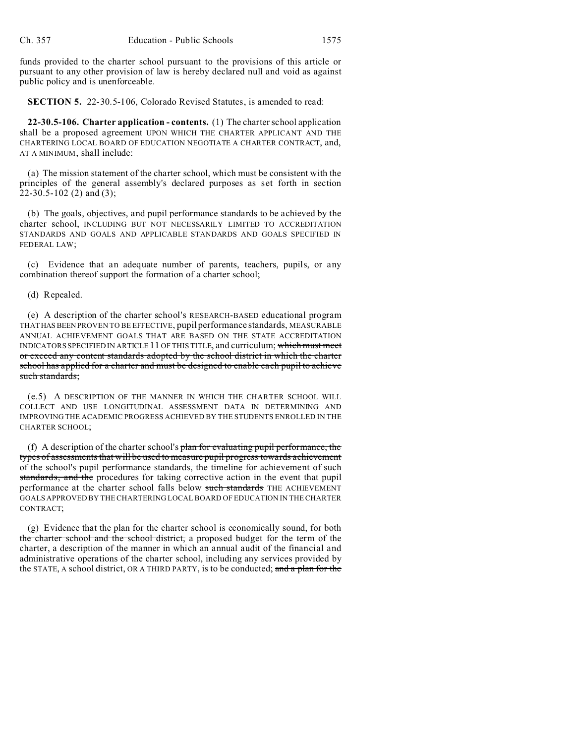funds provided to the charter school pursuant to the provisions of this article or pursuant to any other provision of law is hereby declared null and void as against public policy and is unenforceable.

**SECTION 5.** 22-30.5-106, Colorado Revised Statutes, is amended to read:

**22-30.5-106. Charter application - contents.** (1) The charter school application shall be a proposed agreement UPON WHICH THE CHARTER APPLICANT AND THE CHARTERING LOCAL BOARD OF EDUCATION NEGOTIATE A CHARTER CONTRACT, and, AT A MINIMUM, shall include:

(a) The mission statement of the charter school, which must be consistent with the principles of the general assembly's declared purposes as set forth in section 22-30.5-102 (2) and (3);

(b) The goals, objectives, and pupil performance standards to be achieved by the charter school, INCLUDING BUT NOT NECESSARILY LIMITED TO ACCREDITATION STANDARDS AND GOALS AND APPLICABLE STANDARDS AND GOALS SPECIFIED IN FEDERAL LAW;

(c) Evidence that an adequate number of parents, teachers, pupils, or any combination thereof support the formation of a charter school;

(d) Repealed.

(e) A description of the charter school's RESEARCH-BASED educational program THAT HAS BEEN PROVEN TO BE EFFECTIVE, pupil performance standards, MEASURABLE ANNUAL ACHIEVEMENT GOALS THAT ARE BASED ON THE STATE ACCREDITATION INDICATORS SPECIFIED IN ARTICLE 11 OF THIS TITLE, and curriculum; ~~which must meet or exceed any content standards adopted by the school district in which the charter school has applied for a charter and must be designed to enable each pupil to achieve such standards;~~

(e.5) A DESCRIPTION OF THE MANNER IN WHICH THE CHARTER SCHOOL WILL COLLECT AND USE LONGITUDINAL ASSESSMENT DATA IN DETERMINING AND IMPROVING THE ACADEMIC PROGRESS ACHIEVED BY THE STUDENTS ENROLLED IN THE CHARTER SCHOOL;

(f) A description of the charter school's ~~plan for evaluating pupil performance, the types of assessments that will be used to measure pupil progress towards achievement of the school's pupil performance standards, the timeline for achievement of such standards, and the~~ procedures for taking corrective action in the event that pupil performance at the charter school falls below ~~such standards~~ THE ACHIEVEMENT GOALS APPROVED BY THE CHARTERING LOCAL BOARD OF EDUCATION IN THE CHARTER CONTRACT;

(g) Evidence that the plan for the charter school is economically sound, ~~for both the charter school and the school district,~~ a proposed budget for the term of the charter, a description of the manner in which an annual audit of the financial and administrative operations of the charter school, including any services provided by the STATE, A school district, OR A THIRD PARTY, is to be conducted; ~~and a plan for the~~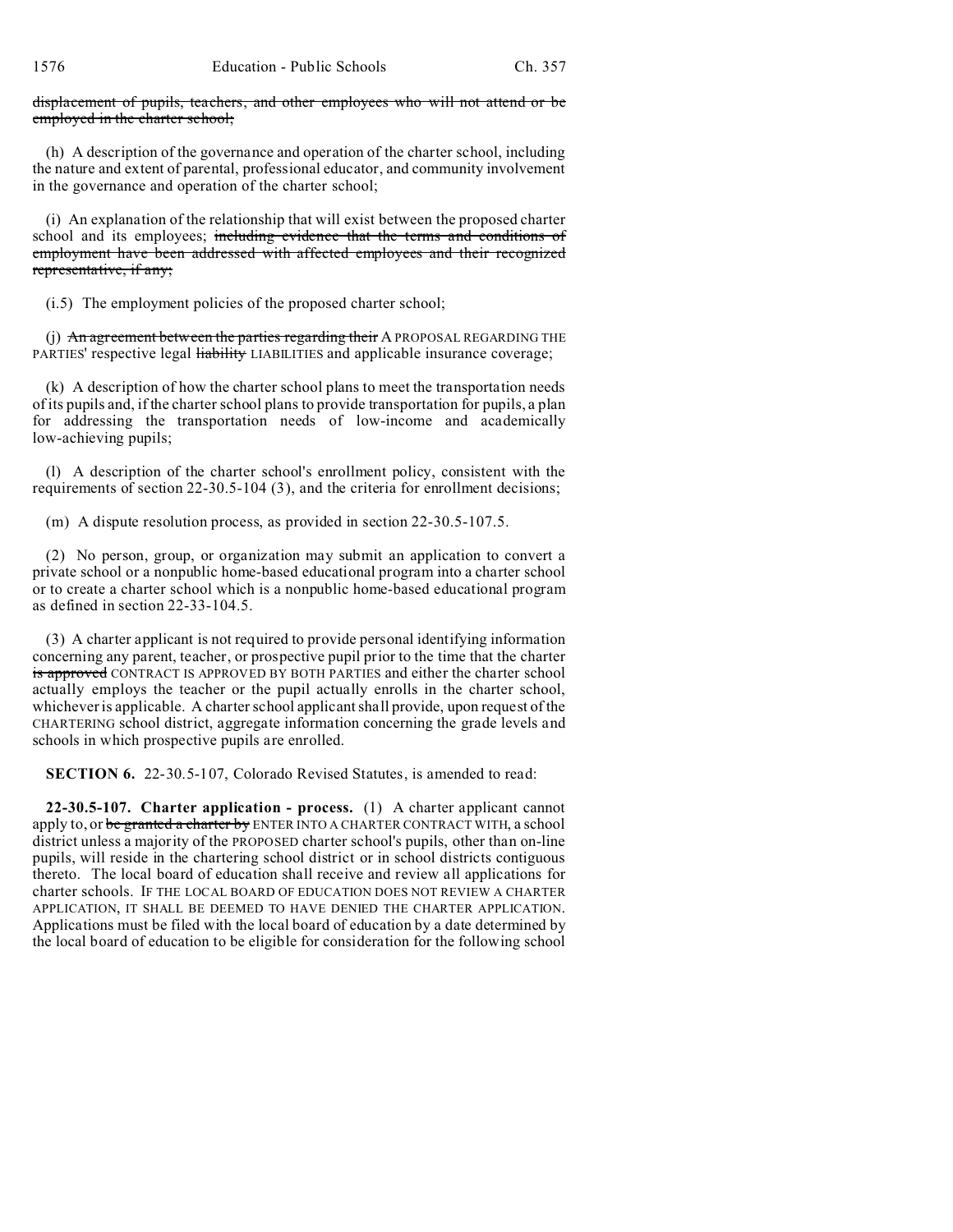~~displacement of pupils, teachers, and other employees who will not attend or be employed in the charter school;~~

(h) A description of the governance and operation of the charter school, including the nature and extent of parental, professional educator, and community involvement in the governance and operation of the charter school;

(i) An explanation of the relationship that will exist between the proposed charter school and its employees; ~~including evidence that the terms and conditions of employment have been addressed with affected employees and their recognized representative, if any;~~

(i.5) The employment policies of the proposed charter school;

(j) ~~An agreement between the parties regarding their~~ A PROPOSAL REGARDING THE PARTIES' respective legal ~~liability~~ LIABILITIES and applicable insurance coverage;

(k) A description of how the charter school plans to meet the transportation needs of its pupils and, if the charter school plans to provide transportation for pupils, a plan for addressing the transportation needs of low-income and academically low-achieving pupils;

(l) A description of the charter school's enrollment policy, consistent with the requirements of section 22-30.5-104 (3), and the criteria for enrollment decisions;

(m) A dispute resolution process, as provided in section 22-30.5-107.5.

(2) No person, group, or organization may submit an application to convert a private school or a nonpublic home-based educational program into a charter school or to create a charter school which is a nonpublic home-based educational program as defined in section 22-33-104.5.

(3) A charter applicant is not required to provide personal identifying information concerning any parent, teacher, or prospective pupil prior to the time that the charter ~~is approved~~ CONTRACT IS APPROVED BY BOTH PARTIES and either the charter school actually employs the teacher or the pupil actually enrolls in the charter school, whichever is applicable. A charter school applicant shall provide, upon request of the CHARTERING school district, aggregate information concerning the grade levels and schools in which prospective pupils are enrolled.

**SECTION 6.** 22-30.5-107, Colorado Revised Statutes, is amended to read:

**22-30.5-107. Charter application - process.** (1) A charter applicant cannot apply to, or ~~be granted a charter by~~ ENTER INTO A CHARTER CONTRACT WITH, a school district unless a majority of the PROPOSED charter school's pupils, other than on-line pupils, will reside in the chartering school district or in school districts contiguous thereto. The local board of education shall receive and review all applications for charter schools. IF THE LOCAL BOARD OF EDUCATION DOES NOT REVIEW A CHARTER APPLICATION, IT SHALL BE DEEMED TO HAVE DENIED THE CHARTER APPLICATION. Applications must be filed with the local board of education by a date determined by the local board of education to be eligible for consideration for the following school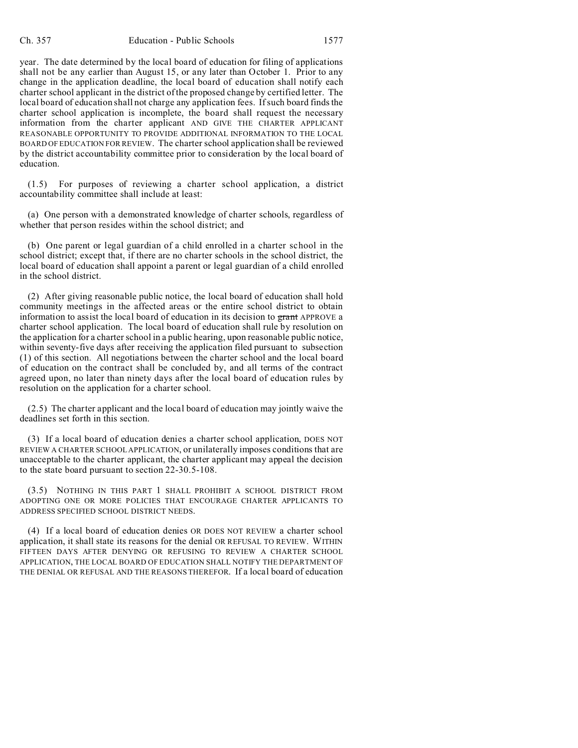year. The date determined by the local board of education for filing of applications shall not be any earlier than August 15, or any later than October 1. Prior to any change in the application deadline, the local board of education shall notify each charter school applicant in the district of the proposed change by certified letter. The local board of education shall not charge any application fees. If such board finds the charter school application is incomplete, the board shall request the necessary information from the charter applicant AND GIVE THE CHARTER APPLICANT REASONABLE OPPORTUNITY TO PROVIDE ADDITIONAL INFORMATION TO THE LOCAL BOARD OF EDUCATION FOR REVIEW. The charter school application shall be reviewed by the district accountability committee prior to consideration by the local board of education.

(1.5) For purposes of reviewing a charter school application, a district accountability committee shall include at least:

(a) One person with a demonstrated knowledge of charter schools, regardless of whether that person resides within the school district; and

(b) One parent or legal guardian of a child enrolled in a charter school in the school district; except that, if there are no charter schools in the school district, the local board of education shall appoint a parent or legal guardian of a child enrolled in the school district.

(2) After giving reasonable public notice, the local board of education shall hold community meetings in the affected areas or the entire school district to obtain information to assist the local board of education in its decision to ~~grant~~ APPROVE a charter school application. The local board of education shall rule by resolution on the application for a charter school in a public hearing, upon reasonable public notice, within seventy-five days after receiving the application filed pursuant to subsection (1) of this section. All negotiations between the charter school and the local board of education on the contract shall be concluded by, and all terms of the contract agreed upon, no later than ninety days after the local board of education rules by resolution on the application for a charter school.

(2.5) The charter applicant and the local board of education may jointly waive the deadlines set forth in this section.

(3) If a local board of education denies a charter school application, DOES NOT REVIEW A CHARTER SCHOOL APPLICATION, or unilaterally imposes conditions that are unacceptable to the charter applicant, the charter applicant may appeal the decision to the state board pursuant to section 22-30.5-108.

(3.5) NOTHING IN THIS PART 1 SHALL PROHIBIT A SCHOOL DISTRICT FROM ADOPTING ONE OR MORE POLICIES THAT ENCOURAGE CHARTER APPLICANTS TO ADDRESS SPECIFIED SCHOOL DISTRICT NEEDS.

(4) If a local board of education denies OR DOES NOT REVIEW a charter school application, it shall state its reasons for the denial OR REFUSAL TO REVIEW. WITHIN FIFTEEN DAYS AFTER DENYING OR REFUSING TO REVIEW A CHARTER SCHOOL APPLICATION, THE LOCAL BOARD OF EDUCATION SHALL NOTIFY THE DEPARTMENT OF THE DENIAL OR REFUSAL AND THE REASONS THEREFOR. If a local board of education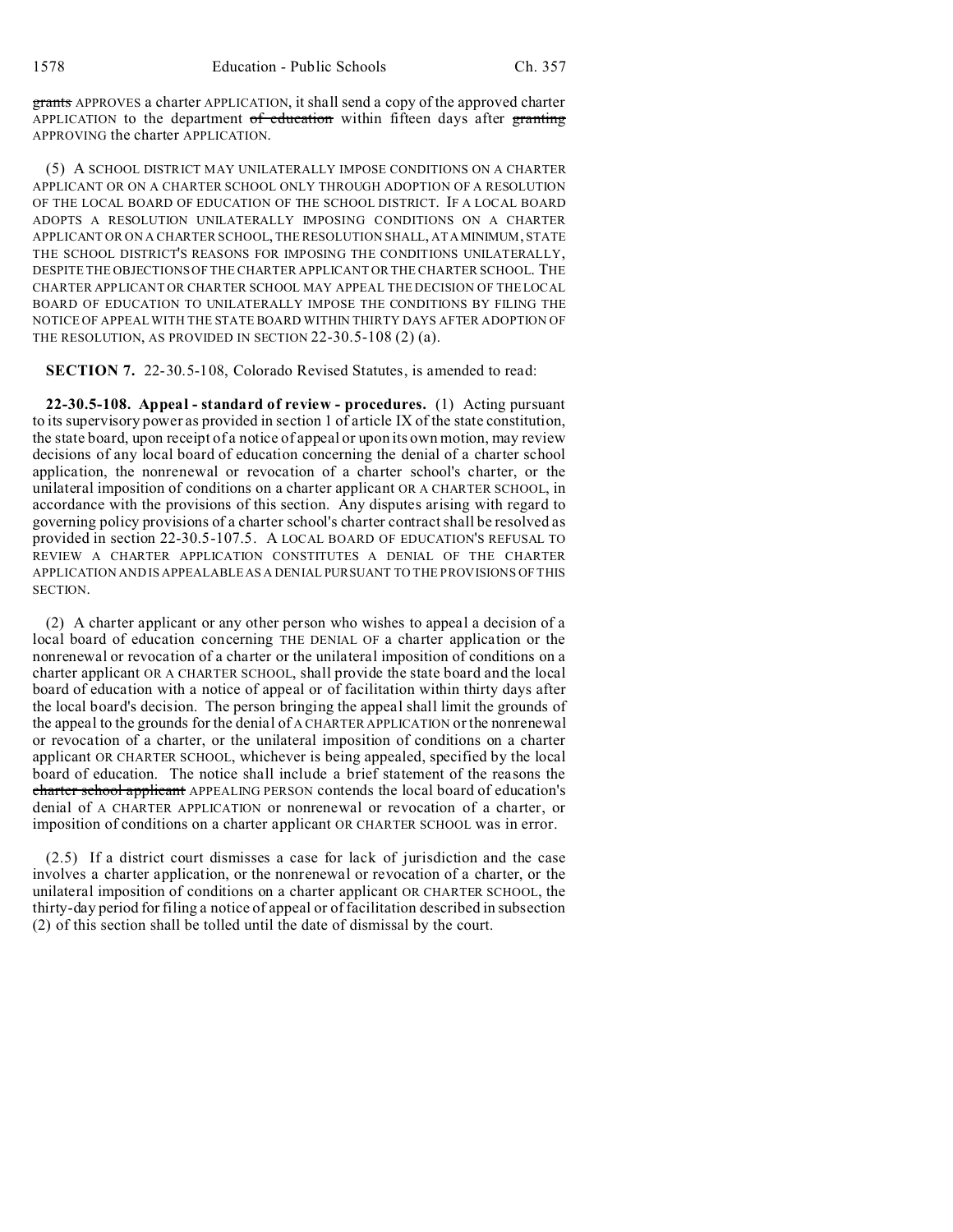~~grants~~ APPROVES a charter APPLICATION, it shall send a copy of the approved charter APPLICATION to the department ~~of education~~ within fifteen days after ~~granting~~ APPROVING the charter APPLICATION.

(5) A SCHOOL DISTRICT MAY UNILATERALLY IMPOSE CONDITIONS ON A CHARTER APPLICANT OR ON A CHARTER SCHOOL ONLY THROUGH ADOPTION OF A RESOLUTION OF THE LOCAL BOARD OF EDUCATION OF THE SCHOOL DISTRICT. IF A LOCAL BOARD ADOPTS A RESOLUTION UNILATERALLY IMPOSING CONDITIONS ON A CHARTER APPLICANT OR ON A CHARTER SCHOOL, THE RESOLUTION SHALL, AT A MINIMUM, STATE THE SCHOOL DISTRICT'S REASONS FOR IMPOSING THE CONDITIONS UNILATERALLY, DESPITE THE OBJECTIONS OF THE CHARTER APPLICANT OR THE CHARTER SCHOOL. THE CHARTER APPLICANT OR CHARTER SCHOOL MAY APPEAL THE DECISION OF THE LOCAL BOARD OF EDUCATION TO UNILATERALLY IMPOSE THE CONDITIONS BY FILING THE NOTICE OF APPEAL WITH THE STATE BOARD WITHIN THIRTY DAYS AFTER ADOPTION OF THE RESOLUTION, AS PROVIDED IN SECTION 22-30.5-108 (2) (a).

**SECTION 7.** 22-30.5-108, Colorado Revised Statutes, is amended to read:

**22-30.5-108. Appeal - standard of review - procedures.** (1) Acting pursuant to its supervisory power as provided in section 1 of article IX of the state constitution, the state board, upon receipt of a notice of appeal or upon its own motion, may review decisions of any local board of education concerning the denial of a charter school application, the nonrenewal or revocation of a charter school's charter, or the unilateral imposition of conditions on a charter applicant OR A CHARTER SCHOOL, in accordance with the provisions of this section. Any disputes arising with regard to governing policy provisions of a charter school's charter contract shall be resolved as provided in section 22-30.5-107.5. A LOCAL BOARD OF EDUCATION'S REFUSAL TO REVIEW A CHARTER APPLICATION CONSTITUTES A DENIAL OF THE CHARTER APPLICATION AND IS APPEALABLE AS A DENIAL PURSUANT TO THE PROVISIONS OF THIS SECTION.

(2) A charter applicant or any other person who wishes to appeal a decision of a local board of education concerning THE DENIAL OF a charter application or the nonrenewal or revocation of a charter or the unilateral imposition of conditions on a charter applicant OR A CHARTER SCHOOL, shall provide the state board and the local board of education with a notice of appeal or of facilitation within thirty days after the local board's decision. The person bringing the appeal shall limit the grounds of the appeal to the grounds for the denial of A CHARTER APPLICATION or the nonrenewal or revocation of a charter, or the unilateral imposition of conditions on a charter applicant OR CHARTER SCHOOL, whichever is being appealed, specified by the local board of education. The notice shall include a brief statement of the reasons the ~~charter school applicant~~ APPEALING PERSON contends the local board of education's denial of A CHARTER APPLICATION or nonrenewal or revocation of a charter, or imposition of conditions on a charter applicant OR CHARTER SCHOOL was in error.

(2.5) If a district court dismisses a case for lack of jurisdiction and the case involves a charter application, or the nonrenewal or revocation of a charter, or the unilateral imposition of conditions on a charter applicant OR CHARTER SCHOOL, the thirty-day period for filing a notice of appeal or of facilitation described in subsection (2) of this section shall be tolled until the date of dismissal by the court.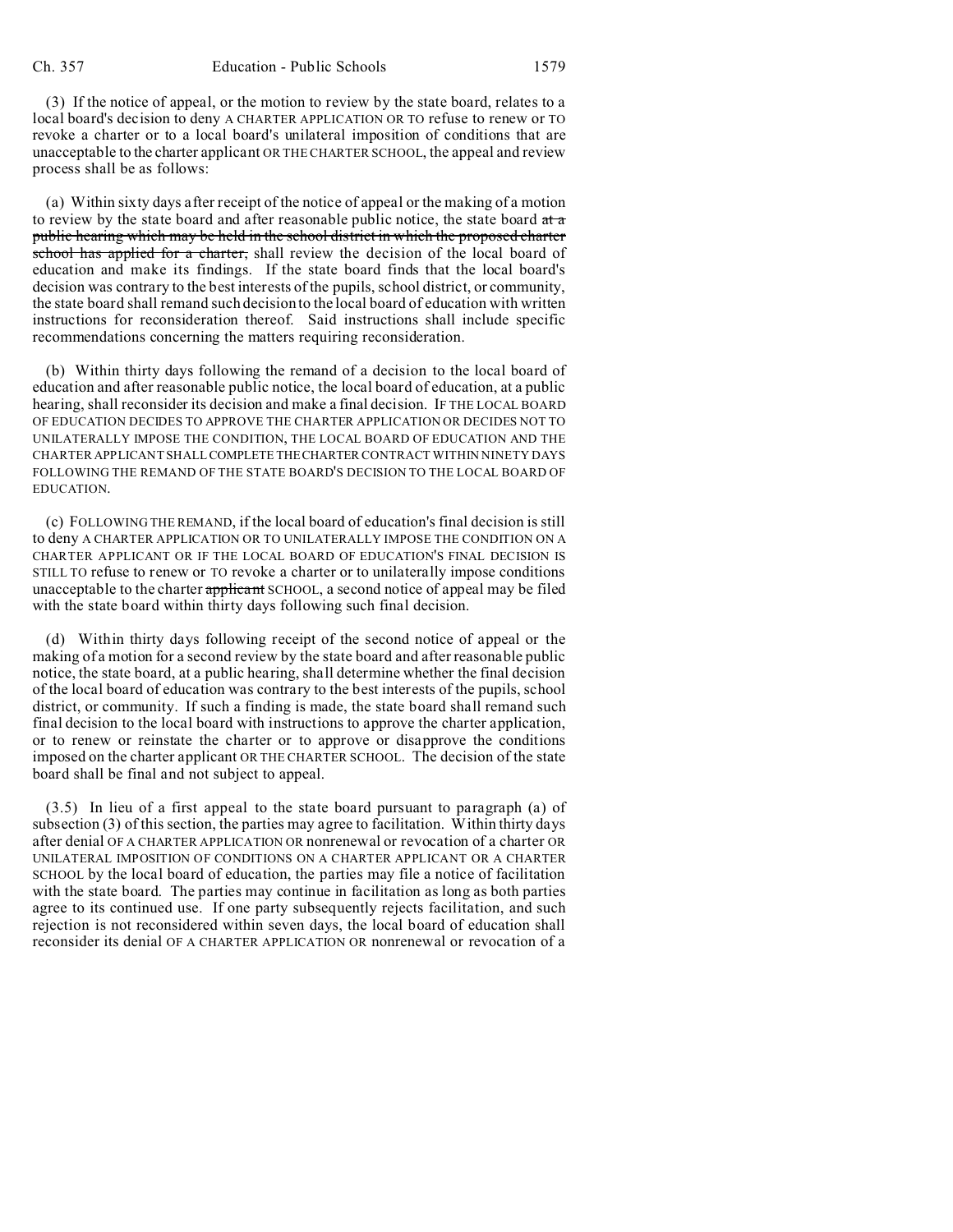(3) If the notice of appeal, or the motion to review by the state board, relates to a local board's decision to deny A CHARTER APPLICATION OR TO refuse to renew or TO revoke a charter or to a local board's unilateral imposition of conditions that are unacceptable to the charter applicant OR THE CHARTER SCHOOL, the appeal and review process shall be as follows:

(a) Within sixty days after receipt of the notice of appeal or the making of a motion to review by the state board and after reasonable public notice, the state board ~~at a public hearing which may be held in the school district in which the proposed charter school has applied for a charter,~~ shall review the decision of the local board of education and make its findings. If the state board finds that the local board's decision was contrary to the best interests of the pupils, school district, or community, the state board shall remand such decision to the local board of education with written instructions for reconsideration thereof. Said instructions shall include specific recommendations concerning the matters requiring reconsideration.

(b) Within thirty days following the remand of a decision to the local board of education and after reasonable public notice, the local board of education, at a public hearing, shall reconsider its decision and make a final decision. IF THE LOCAL BOARD OF EDUCATION DECIDES TO APPROVE THE CHARTER APPLICATION OR DECIDES NOT TO UNILATERALLY IMPOSE THE CONDITION, THE LOCAL BOARD OF EDUCATION AND THE CHARTER APPLICANT SHALL COMPLETE THE CHARTER CONTRACT WITHIN NINETY DAYS FOLLOWING THE REMAND OF THE STATE BOARD'S DECISION TO THE LOCAL BOARD OF EDUCATION.

(c) FOLLOWING THE REMAND, if the local board of education's final decision is still to deny A CHARTER APPLICATION OR TO UNILATERALLY IMPOSE THE CONDITION ON A CHARTER APPLICANT OR IF THE LOCAL BOARD OF EDUCATION'S FINAL DECISION IS STILL TO refuse to renew or TO revoke a charter or to unilaterally impose conditions unacceptable to the charter ~~applicant~~ SCHOOL, a second notice of appeal may be filed with the state board within thirty days following such final decision.

(d) Within thirty days following receipt of the second notice of appeal or the making of a motion for a second review by the state board and after reasonable public notice, the state board, at a public hearing, shall determine whether the final decision of the local board of education was contrary to the best interests of the pupils, school district, or community. If such a finding is made, the state board shall remand such final decision to the local board with instructions to approve the charter application, or to renew or reinstate the charter or to approve or disapprove the conditions imposed on the charter applicant OR THE CHARTER SCHOOL. The decision of the state board shall be final and not subject to appeal.

(3.5) In lieu of a first appeal to the state board pursuant to paragraph (a) of subsection (3) of this section, the parties may agree to facilitation. Within thirty days after denial OF A CHARTER APPLICATION OR nonrenewal or revocation of a charter OR UNILATERAL IMPOSITION OF CONDITIONS ON A CHARTER APPLICANT OR A CHARTER SCHOOL by the local board of education, the parties may file a notice of facilitation with the state board. The parties may continue in facilitation as long as both parties agree to its continued use. If one party subsequently rejects facilitation, and such rejection is not reconsidered within seven days, the local board of education shall reconsider its denial OF A CHARTER APPLICATION OR nonrenewal or revocation of a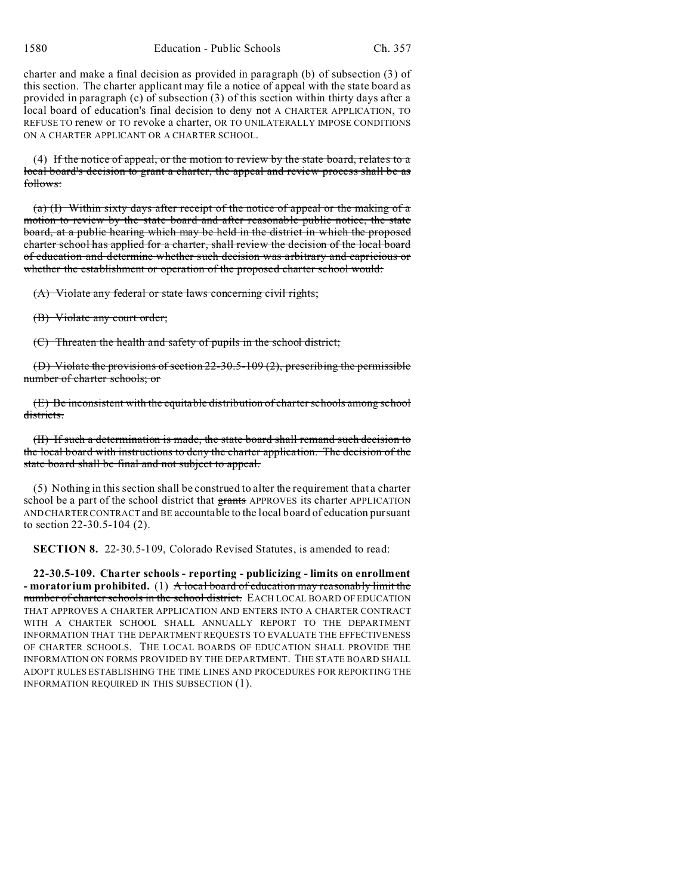charter and make a final decision as provided in paragraph (b) of subsection (3) of this section. The charter applicant may file a notice of appeal with the state board as provided in paragraph (c) of subsection (3) of this section within thirty days after a local board of education's final decision to deny ~~not~~ A CHARTER APPLICATION, TO REFUSE TO renew or TO revoke a charter, OR TO UNILATERALLY IMPOSE CONDITIONS ON A CHARTER APPLICANT OR A CHARTER SCHOOL.

(4) ~~If the notice of appeal, or the motion to review by the state board, relates to a local board's decision to grant a charter, the appeal and review process shall be as follows:~~

~~(a) (I) Within sixty days after receipt of the notice of appeal or the making of a motion to review by the state board and after reasonable public notice, the state board, at a public hearing which may be held in the district in which the proposed charter school has applied for a charter, shall review the decision of the local board of education and determine whether such decision was arbitrary and capricious or whether the establishment or operation of the proposed charter school would:~~

~~(A) Violate any federal or state laws concerning civil rights;~~

~~(B) Violate any court order;~~

~~(C) Threaten the health and safety of pupils in the school district;~~

~~(D) Violate the provisions of section 22-30.5-109 (2), prescribing the permissible number of charter schools; or~~

~~(E) Be inconsistent with the equitable distribution of charter schools among school districts.~~

~~(II) If such a determination is made, the state board shall remand such decision to the local board with instructions to deny the charter application. The decision of the state board shall be final and not subject to appeal.~~

(5) Nothing in this section shall be construed to alter the requirement that a charter school be a part of the school district that ~~grants~~ APPROVES its charter APPLICATION AND CHARTER CONTRACT and BE accountable to the local board of education pursuant to section 22-30.5-104 (2).

**SECTION 8.** 22-30.5-109, Colorado Revised Statutes, is amended to read:

**22-30.5-109. Charter schools - reporting - publicizing - limits on enrollment - moratorium prohibited.** (1) ~~A local board of education may reasonably limit the number of charter schools in the school district.~~ EACH LOCAL BOARD OF EDUCATION THAT APPROVES A CHARTER APPLICATION AND ENTERS INTO A CHARTER CONTRACT WITH A CHARTER SCHOOL SHALL ANNUALLY REPORT TO THE DEPARTMENT INFORMATION THAT THE DEPARTMENT REQUESTS TO EVALUATE THE EFFECTIVENESS OF CHARTER SCHOOLS. THE LOCAL BOARDS OF EDUCATION SHALL PROVIDE THE INFORMATION ON FORMS PROVIDED BY THE DEPARTMENT. THE STATE BOARD SHALL ADOPT RULES ESTABLISHING THE TIME LINES AND PROCEDURES FOR REPORTING THE INFORMATION REQUIRED IN THIS SUBSECTION (1).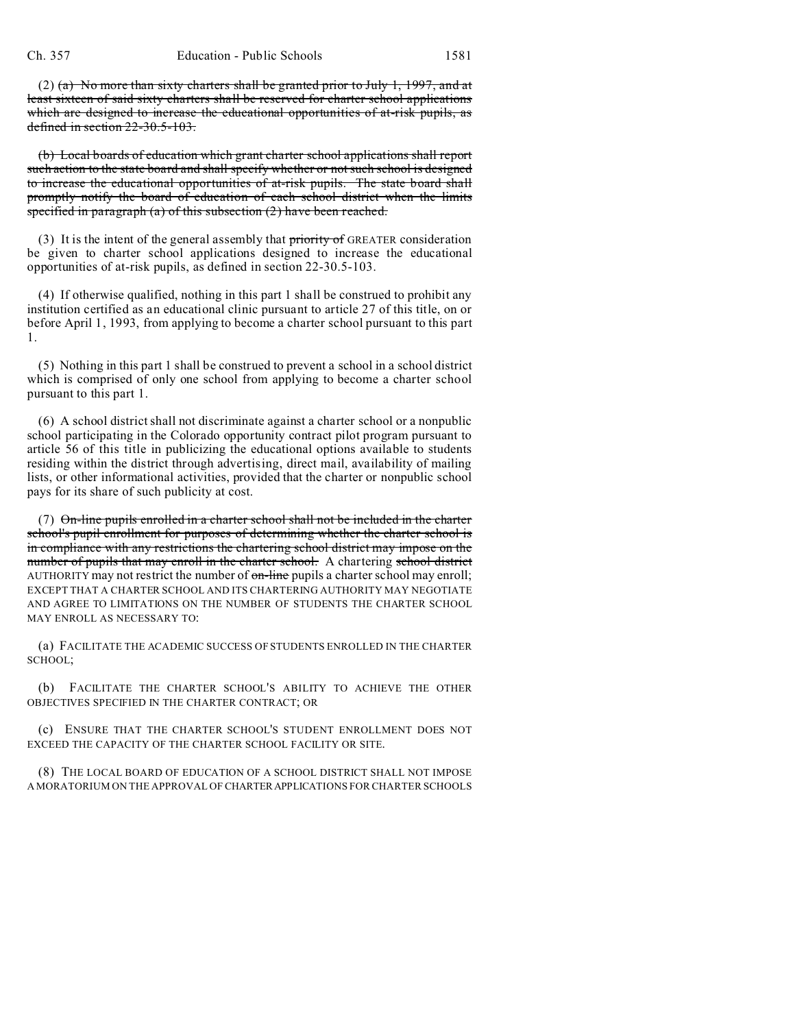(2) ~~(a) No more than sixty charters shall be granted prior to July 1, 1997, and at least sixteen of said sixty charters shall be reserved for charter school applications which are designed to increase the educational opportunities of at-risk pupils, as defined in section 22-30.5-103.~~

~~(b) Local boards of education which grant charter school applications shall report such action to the state board and shall specify whether or not such school is designed to increase the educational opportunities of at-risk pupils. The state board shall promptly notify the board of education of each school district when the limits specified in paragraph (a) of this subsection (2) have been reached.~~

(3) It is the intent of the general assembly that ~~priority of~~ GREATER consideration be given to charter school applications designed to increase the educational opportunities of at-risk pupils, as defined in section 22-30.5-103.

(4) If otherwise qualified, nothing in this part 1 shall be construed to prohibit any institution certified as an educational clinic pursuant to article 27 of this title, on or before April 1, 1993, from applying to become a charter school pursuant to this part 1.

(5) Nothing in this part 1 shall be construed to prevent a school in a school district which is comprised of only one school from applying to become a charter school pursuant to this part 1.

(6) A school district shall not discriminate against a charter school or a nonpublic school participating in the Colorado opportunity contract pilot program pursuant to article 56 of this title in publicizing the educational options available to students residing within the district through advertising, direct mail, availability of mailing lists, or other informational activities, provided that the charter or nonpublic school pays for its share of such publicity at cost.

(7) ~~On-line pupils enrolled in a charter school shall not be included in the charter school's pupil enrollment for purposes of determining whether the charter school is in compliance with any restrictions the chartering school district may impose on the number of pupils that may enroll in the charter school.~~ A chartering ~~school district~~ AUTHORITY may not restrict the number of ~~on-line~~ pupils a charter school may enroll; EXCEPT THAT A CHARTER SCHOOL AND ITS CHARTERING AUTHORITY MAY NEGOTIATE AND AGREE TO LIMITATIONS ON THE NUMBER OF STUDENTS THE CHARTER SCHOOL MAY ENROLL AS NECESSARY TO:

(a) FACILITATE THE ACADEMIC SUCCESS OF STUDENTS ENROLLED IN THE CHARTER SCHOOL;

(b) FACILITATE THE CHARTER SCHOOL'S ABILITY TO ACHIEVE THE OTHER OBJECTIVES SPECIFIED IN THE CHARTER CONTRACT; OR

(c) ENSURE THAT THE CHARTER SCHOOL'S STUDENT ENROLLMENT DOES NOT EXCEED THE CAPACITY OF THE CHARTER SCHOOL FACILITY OR SITE.

(8) THE LOCAL BOARD OF EDUCATION OF A SCHOOL DISTRICT SHALL NOT IMPOSE A MORATORIUM ON THE APPROVAL OF CHARTER APPLICATIONS FOR CHARTER SCHOOLS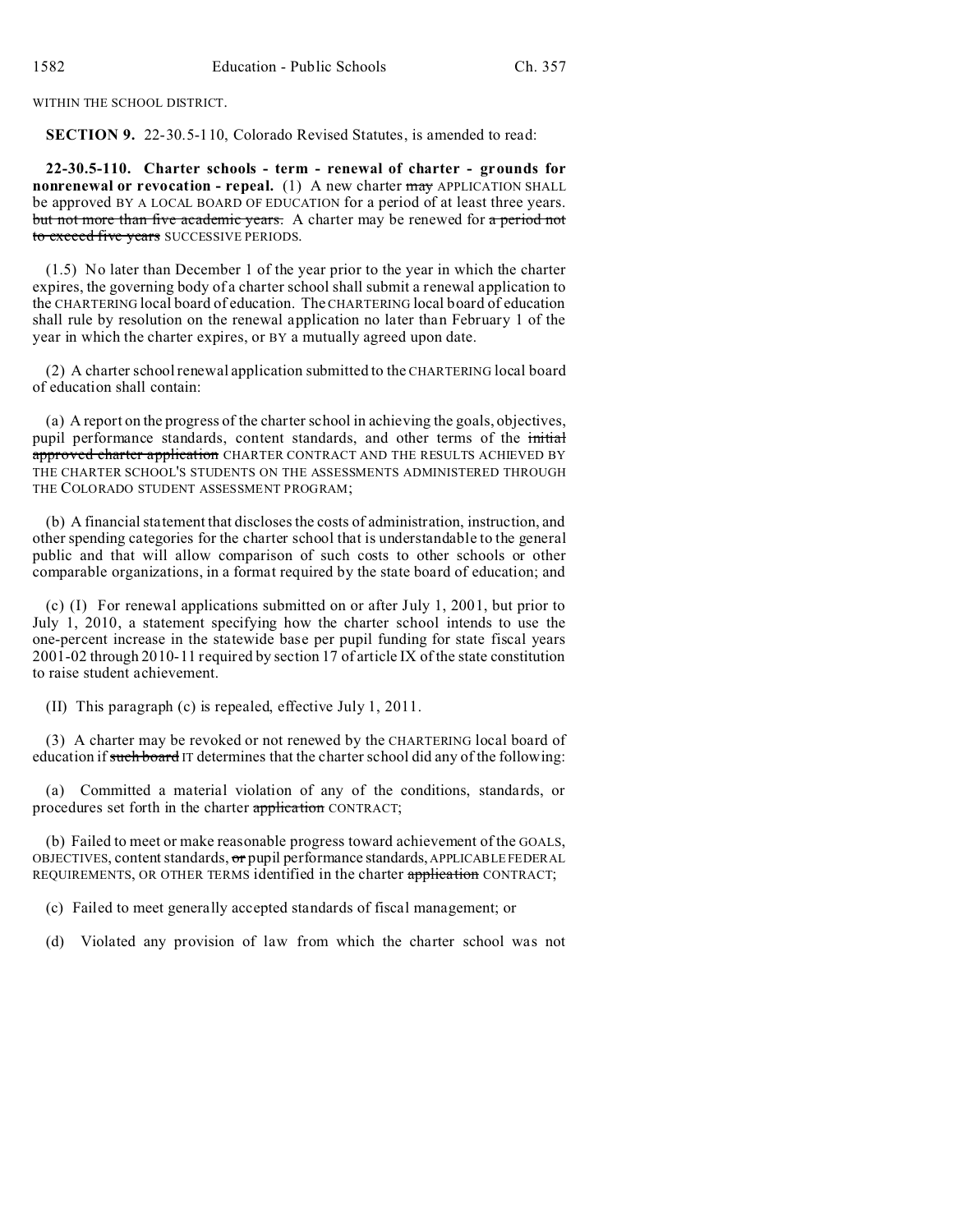WITHIN THE SCHOOL DISTRICT.

**SECTION 9.** 22-30.5-110, Colorado Revised Statutes, is amended to read:

**22-30.5-110. Charter schools - term - renewal of charter - grounds for nonrenewal or revocation - repeal.** (1) A new charter ~~may~~ APPLICATION SHALL be approved BY A LOCAL BOARD OF EDUCATION for a period of at least three years. ~~but not more than five academic years.~~ A charter may be renewed for ~~a period not to exceed five years~~ SUCCESSIVE PERIODS.

(1.5) No later than December 1 of the year prior to the year in which the charter expires, the governing body of a charter school shall submit a renewal application to the CHARTERING local board of education. The CHARTERING local board of education shall rule by resolution on the renewal application no later than February 1 of the year in which the charter expires, or BY a mutually agreed upon date.

(2) A charter school renewal application submitted to the CHARTERING local board of education shall contain:

(a) A report on the progress of the charter school in achieving the goals, objectives, pupil performance standards, content standards, and other terms of the ~~initial approved charter application~~ CHARTER CONTRACT AND THE RESULTS ACHIEVED BY THE CHARTER SCHOOL'S STUDENTS ON THE ASSESSMENTS ADMINISTERED THROUGH THE COLORADO STUDENT ASSESSMENT PROGRAM;

(b) A financial statement that discloses the costs of administration, instruction, and other spending categories for the charter school that is understandable to the general public and that will allow comparison of such costs to other schools or other comparable organizations, in a format required by the state board of education; and

(c) (I) For renewal applications submitted on or after July 1, 2001, but prior to July 1, 2010, a statement specifying how the charter school intends to use the one-percent increase in the statewide base per pupil funding for state fiscal years 2001-02 through 2010-11 required by section 17 of article IX of the state constitution to raise student achievement.

(II) This paragraph (c) is repealed, effective July 1, 2011.

(3) A charter may be revoked or not renewed by the CHARTERING local board of education if ~~such board~~ IT determines that the charter school did any of the following:

(a) Committed a material violation of any of the conditions, standards, or procedures set forth in the charter ~~application~~ CONTRACT;

(b) Failed to meet or make reasonable progress toward achievement of the GOALS, OBJECTIVES, content standards, ~~or~~ pupil performance standards, APPLICABLE FEDERAL REQUIREMENTS, OR OTHER TERMS identified in the charter ~~application~~ CONTRACT;

(c) Failed to meet generally accepted standards of fiscal management; or

(d) Violated any provision of law from which the charter school was not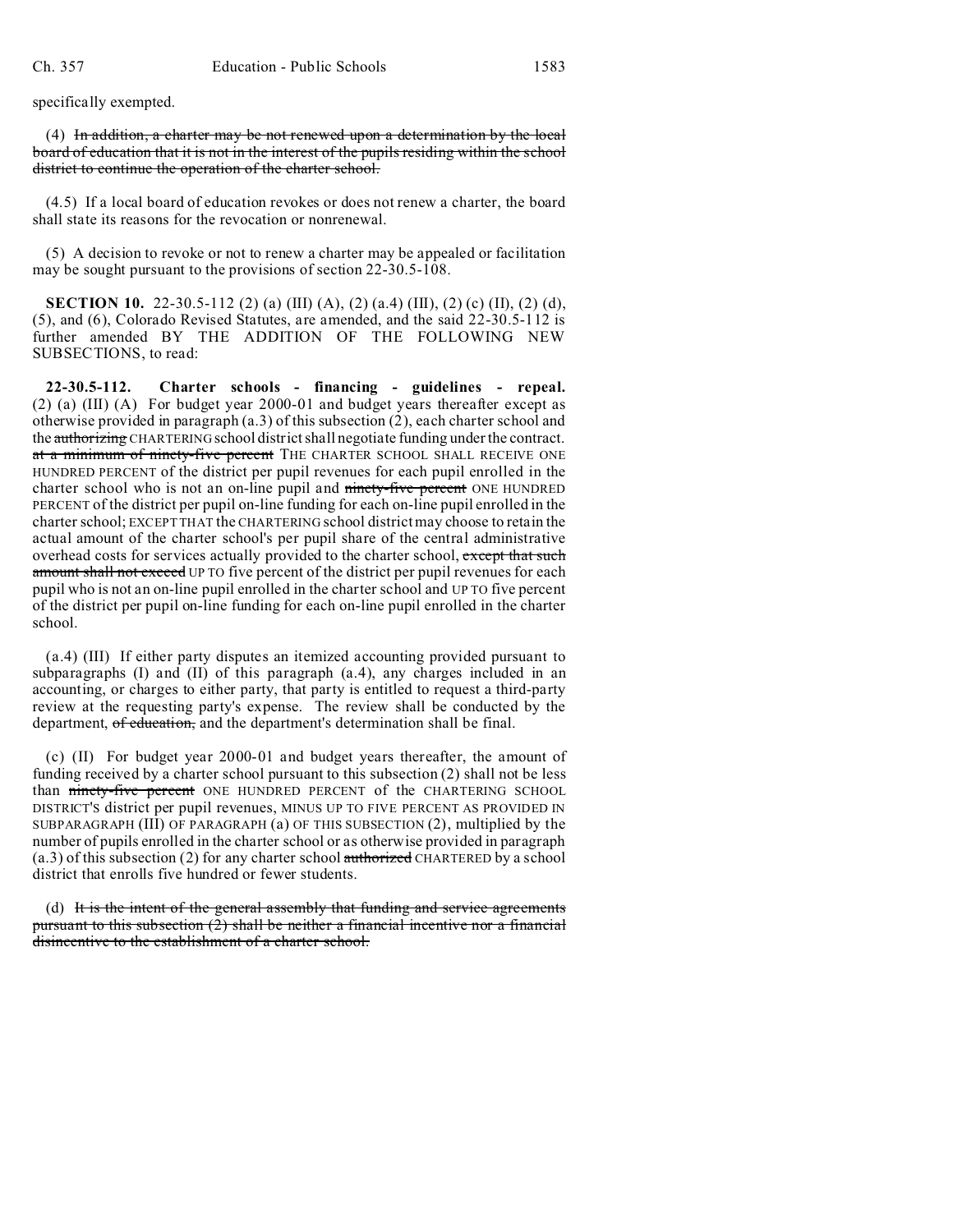specifically exempted.

(4) ~~In addition, a charter may be not renewed upon a determination by the local board of education that it is not in the interest of the pupils residing within the school district to continue the operation of the charter school.~~

(4.5) If a local board of education revokes or does not renew a charter, the board shall state its reasons for the revocation or nonrenewal.

(5) A decision to revoke or not to renew a charter may be appealed or facilitation may be sought pursuant to the provisions of section 22-30.5-108.

**SECTION 10.** 22-30.5-112 (2) (a) (III) (A), (2) (a.4) (III), (2) (c) (II), (2) (d), (5), and (6), Colorado Revised Statutes, are amended, and the said 22-30.5-112 is further amended BY THE ADDITION OF THE FOLLOWING NEW SUBSECTIONS, to read:

**22-30.5-112. Charter schools - financing - guidelines - repeal.** (2) (a) (III) (A) For budget year 2000-01 and budget years thereafter except as otherwise provided in paragraph (a.3) of this subsection (2), each charter school and the ~~authorizing~~ CHARTERING school district shall negotiate funding under the contract. ~~at a minimum of ninety-five percent~~ THE CHARTER SCHOOL SHALL RECEIVE ONE HUNDRED PERCENT of the district per pupil revenues for each pupil enrolled in the charter school who is not an on-line pupil and ~~ninety-five percent~~ ONE HUNDRED PERCENT of the district per pupil on-line funding for each on-line pupil enrolled in the charter school; EXCEPT THAT the CHARTERING school district may choose to retain the actual amount of the charter school's per pupil share of the central administrative overhead costs for services actually provided to the charter school, ~~except that such amount shall not exceed~~ UP TO five percent of the district per pupil revenues for each pupil who is not an on-line pupil enrolled in the charter school and UP TO five percent of the district per pupil on-line funding for each on-line pupil enrolled in the charter school.

(a.4) (III) If either party disputes an itemized accounting provided pursuant to subparagraphs (I) and (II) of this paragraph (a.4), any charges included in an accounting, or charges to either party, that party is entitled to request a third-party review at the requesting party's expense. The review shall be conducted by the department, ~~of education,~~ and the department's determination shall be final.

(c) (II) For budget year 2000-01 and budget years thereafter, the amount of funding received by a charter school pursuant to this subsection (2) shall not be less than ~~ninety-five percent~~ ONE HUNDRED PERCENT of the CHARTERING SCHOOL DISTRICT'S district per pupil revenues, MINUS UP TO FIVE PERCENT AS PROVIDED IN SUBPARAGRAPH (III) OF PARAGRAPH (a) OF THIS SUBSECTION (2), multiplied by the number of pupils enrolled in the charter school or as otherwise provided in paragraph (a.3) of this subsection (2) for any charter school ~~authorized~~ CHARTERED by a school district that enrolls five hundred or fewer students.

(d) ~~It is the intent of the general assembly that funding and service agreements pursuant to this subsection (2) shall be neither a financial incentive nor a financial disincentive to the establishment of a charter school.~~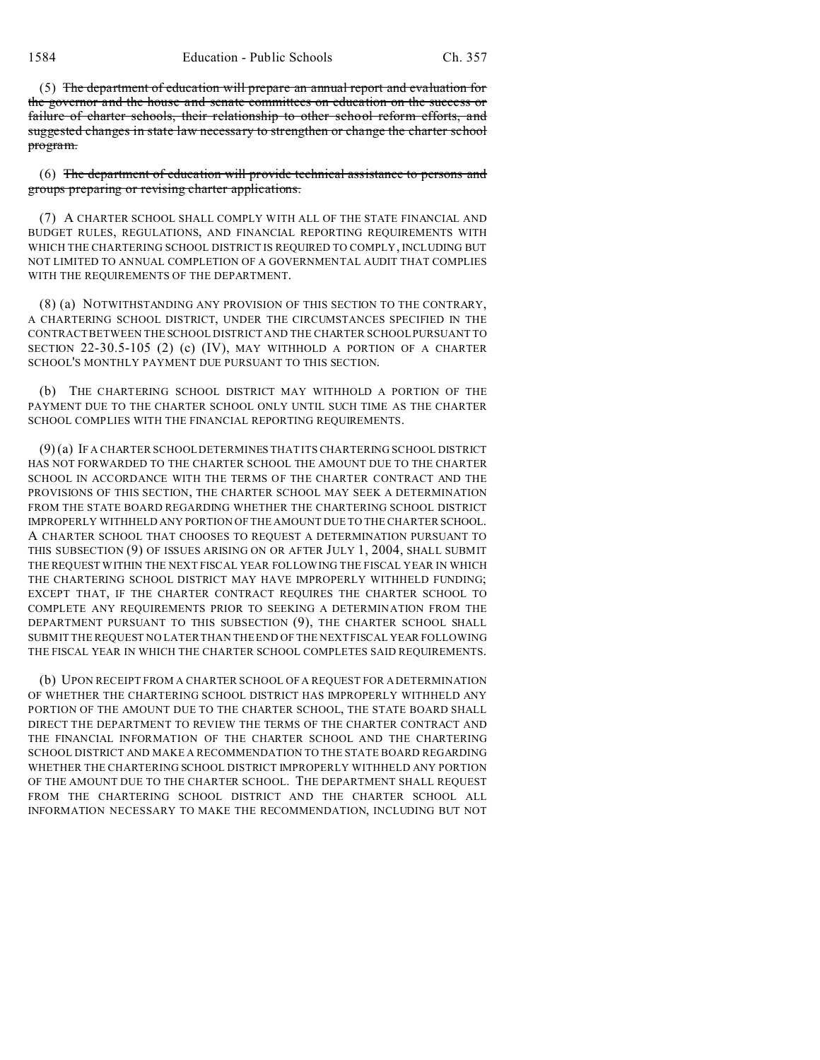(5) ~~The department of education will prepare an annual report and evaluation for the governor and the house and senate committees on education on the success or failure of charter schools, their relationship to other school reform efforts, and suggested changes in state law necessary to strengthen or change the charter school program.~~

(6) ~~The department of education will provide technical assistance to persons and groups preparing or revising charter applications.~~

(7) A CHARTER SCHOOL SHALL COMPLY WITH ALL OF THE STATE FINANCIAL AND BUDGET RULES, REGULATIONS, AND FINANCIAL REPORTING REQUIREMENTS WITH WHICH THE CHARTERING SCHOOL DISTRICT IS REQUIRED TO COMPLY, INCLUDING BUT NOT LIMITED TO ANNUAL COMPLETION OF A GOVERNMENTAL AUDIT THAT COMPLIES WITH THE REQUIREMENTS OF THE DEPARTMENT.

(8) (a) NOTWITHSTANDING ANY PROVISION OF THIS SECTION TO THE CONTRARY, A CHARTERING SCHOOL DISTRICT, UNDER THE CIRCUMSTANCES SPECIFIED IN THE CONTRACT BETWEEN THE SCHOOL DISTRICT AND THE CHARTER SCHOOL PURSUANT TO SECTION 22-30.5-105 (2) (c) (IV), MAY WITHHOLD A PORTION OF A CHARTER SCHOOL'S MONTHLY PAYMENT DUE PURSUANT TO THIS SECTION.

(b) THE CHARTERING SCHOOL DISTRICT MAY WITHHOLD A PORTION OF THE PAYMENT DUE TO THE CHARTER SCHOOL ONLY UNTIL SUCH TIME AS THE CHARTER SCHOOL COMPLIES WITH THE FINANCIAL REPORTING REQUIREMENTS.

(9) (a) IF A CHARTER SCHOOL DETERMINES THAT ITS CHARTERING SCHOOL DISTRICT HAS NOT FORWARDED TO THE CHARTER SCHOOL THE AMOUNT DUE TO THE CHARTER SCHOOL IN ACCORDANCE WITH THE TERMS OF THE CHARTER CONTRACT AND THE PROVISIONS OF THIS SECTION, THE CHARTER SCHOOL MAY SEEK A DETERMINATION FROM THE STATE BOARD REGARDING WHETHER THE CHARTERING SCHOOL DISTRICT IMPROPERLY WITHHELD ANY PORTION OF THE AMOUNT DUE TO THE CHARTER SCHOOL. A CHARTER SCHOOL THAT CHOOSES TO REQUEST A DETERMINATION PURSUANT TO THIS SUBSECTION (9) OF ISSUES ARISING ON OR AFTER JULY 1, 2004, SHALL SUBMIT THE REQUEST WITHIN THE NEXT FISCAL YEAR FOLLOWING THE FISCAL YEAR IN WHICH THE CHARTERING SCHOOL DISTRICT MAY HAVE IMPROPERLY WITHHELD FUNDING; EXCEPT THAT, IF THE CHARTER CONTRACT REQUIRES THE CHARTER SCHOOL TO COMPLETE ANY REQUIREMENTS PRIOR TO SEEKING A DETERMINATION FROM THE DEPARTMENT PURSUANT TO THIS SUBSECTION (9), THE CHARTER SCHOOL SHALL SUBMIT THE REQUEST NO LATER THAN THE END OF THE NEXT FISCAL YEAR FOLLOWING THE FISCAL YEAR IN WHICH THE CHARTER SCHOOL COMPLETES SAID REQUIREMENTS.

(b) UPON RECEIPT FROM A CHARTER SCHOOL OF A REQUEST FOR A DETERMINATION OF WHETHER THE CHARTERING SCHOOL DISTRICT HAS IMPROPERLY WITHHELD ANY PORTION OF THE AMOUNT DUE TO THE CHARTER SCHOOL, THE STATE BOARD SHALL DIRECT THE DEPARTMENT TO REVIEW THE TERMS OF THE CHARTER CONTRACT AND THE FINANCIAL INFORMATION OF THE CHARTER SCHOOL AND THE CHARTERING SCHOOL DISTRICT AND MAKE A RECOMMENDATION TO THE STATE BOARD REGARDING WHETHER THE CHARTERING SCHOOL DISTRICT IMPROPERLY WITHHELD ANY PORTION OF THE AMOUNT DUE TO THE CHARTER SCHOOL. THE DEPARTMENT SHALL REQUEST FROM THE CHARTERING SCHOOL DISTRICT AND THE CHARTER SCHOOL ALL INFORMATION NECESSARY TO MAKE THE RECOMMENDATION, INCLUDING BUT NOT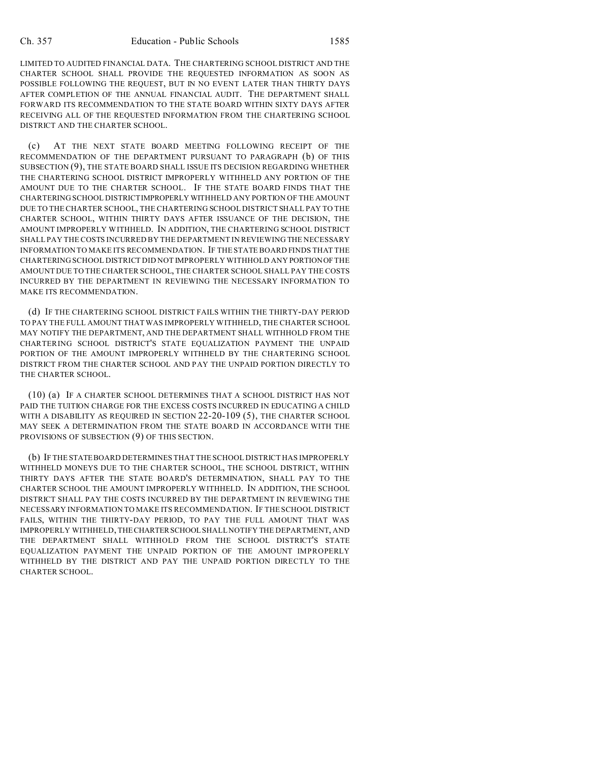LIMITED TO AUDITED FINANCIAL DATA. THE CHARTERING SCHOOL DISTRICT AND THE CHARTER SCHOOL SHALL PROVIDE THE REQUESTED INFORMATION AS SOON AS POSSIBLE FOLLOWING THE REQUEST, BUT IN NO EVENT LATER THAN THIRTY DAYS AFTER COMPLETION OF THE ANNUAL FINANCIAL AUDIT. THE DEPARTMENT SHALL FORWARD ITS RECOMMENDATION TO THE STATE BOARD WITHIN SIXTY DAYS AFTER RECEIVING ALL OF THE REQUESTED INFORMATION FROM THE CHARTERING SCHOOL DISTRICT AND THE CHARTER SCHOOL.

(c) AT THE NEXT STATE BOARD MEETING FOLLOWING RECEIPT OF THE RECOMMENDATION OF THE DEPARTMENT PURSUANT TO PARAGRAPH (b) OF THIS SUBSECTION (9), THE STATE BOARD SHALL ISSUE ITS DECISION REGARDING WHETHER THE CHARTERING SCHOOL DISTRICT IMPROPERLY WITHHELD ANY PORTION OF THE AMOUNT DUE TO THE CHARTER SCHOOL. IF THE STATE BOARD FINDS THAT THE CHARTERING SCHOOL DISTRICT IMPROPERLY WITHHELD ANY PORTION OF THE AMOUNT DUE TO THE CHARTER SCHOOL, THE CHARTERING SCHOOL DISTRICT SHALL PAY TO THE CHARTER SCHOOL, WITHIN THIRTY DAYS AFTER ISSUANCE OF THE DECISION, THE AMOUNT IMPROPERLY WITHHELD. IN ADDITION, THE CHARTERING SCHOOL DISTRICT SHALL PAY THE COSTS INCURRED BY THE DEPARTMENT IN REVIEWING THE NECESSARY INFORMATION TO MAKE ITS RECOMMENDATION. IF THE STATE BOARD FINDS THAT THE CHARTERING SCHOOL DISTRICT DID NOT IMPROPERLY WITHHOLD ANY PORTION OF THE AMOUNT DUE TO THE CHARTER SCHOOL, THE CHARTER SCHOOL SHALL PAY THE COSTS INCURRED BY THE DEPARTMENT IN REVIEWING THE NECESSARY INFORMATION TO MAKE ITS RECOMMENDATION.

(d) IF THE CHARTERING SCHOOL DISTRICT FAILS WITHIN THE THIRTY-DAY PERIOD TO PAY THE FULL AMOUNT THAT WAS IMPROPERLY WITHHELD, THE CHARTER SCHOOL MAY NOTIFY THE DEPARTMENT, AND THE DEPARTMENT SHALL WITHHOLD FROM THE CHARTERING SCHOOL DISTRICT'S STATE EQUALIZATION PAYMENT THE UNPAID PORTION OF THE AMOUNT IMPROPERLY WITHHELD BY THE CHARTERING SCHOOL DISTRICT FROM THE CHARTER SCHOOL AND PAY THE UNPAID PORTION DIRECTLY TO THE CHARTER SCHOOL.

(10) (a) IF A CHARTER SCHOOL DETERMINES THAT A SCHOOL DISTRICT HAS NOT PAID THE TUITION CHARGE FOR THE EXCESS COSTS INCURRED IN EDUCATING A CHILD WITH A DISABILITY AS REQUIRED IN SECTION 22-20-109 (5), THE CHARTER SCHOOL MAY SEEK A DETERMINATION FROM THE STATE BOARD IN ACCORDANCE WITH THE PROVISIONS OF SUBSECTION (9) OF THIS SECTION.

(b) IF THE STATE BOARD DETERMINES THAT THE SCHOOL DISTRICT HAS IMPROPERLY WITHHELD MONEYS DUE TO THE CHARTER SCHOOL, THE SCHOOL DISTRICT, WITHIN THIRTY DAYS AFTER THE STATE BOARD'S DETERMINATION, SHALL PAY TO THE CHARTER SCHOOL THE AMOUNT IMPROPERLY WITHHELD. IN ADDITION, THE SCHOOL DISTRICT SHALL PAY THE COSTS INCURRED BY THE DEPARTMENT IN REVIEWING THE NECESSARY INFORMATION TO MAKE ITS RECOMMENDATION. IF THE SCHOOL DISTRICT FAILS, WITHIN THE THIRTY-DAY PERIOD, TO PAY THE FULL AMOUNT THAT WAS IMPROPERLY WITHHELD, THE CHARTER SCHOOL SHALL NOTIFY THE DEPARTMENT, AND THE DEPARTMENT SHALL WITHHOLD FROM THE SCHOOL DISTRICT'S STATE EQUALIZATION PAYMENT THE UNPAID PORTION OF THE AMOUNT IMPROPERLY WITHHELD BY THE DISTRICT AND PAY THE UNPAID PORTION DIRECTLY TO THE CHARTER SCHOOL.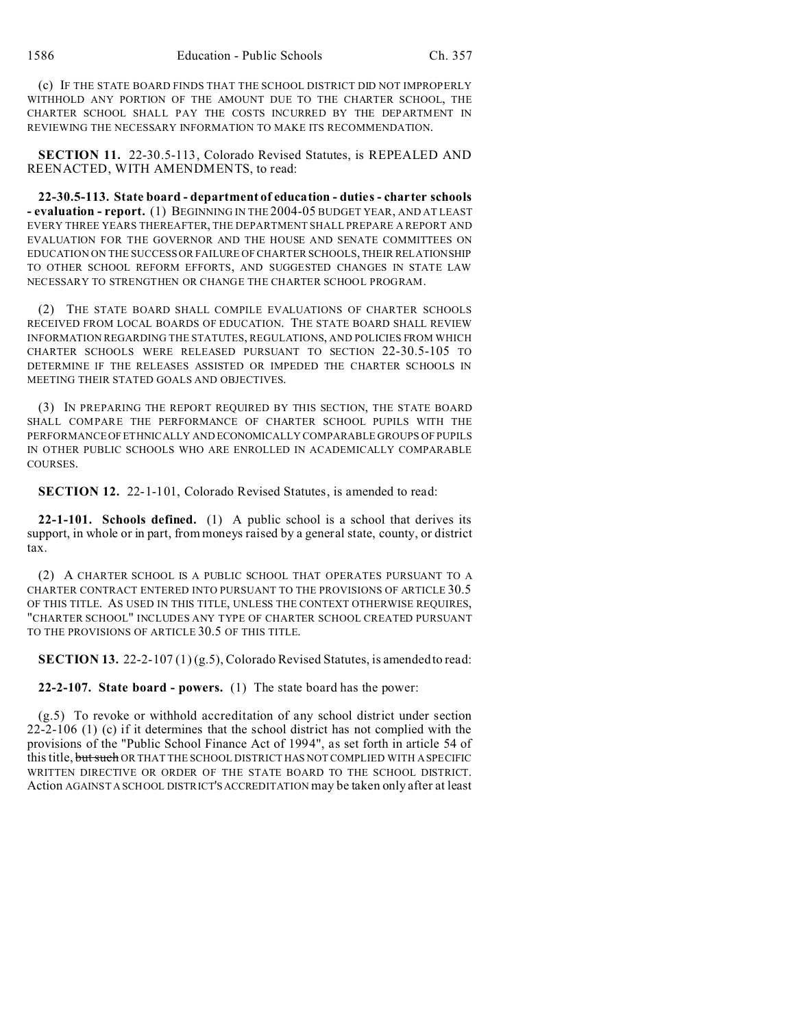(c) IF THE STATE BOARD FINDS THAT THE SCHOOL DISTRICT DID NOT IMPROPERLY WITHHOLD ANY PORTION OF THE AMOUNT DUE TO THE CHARTER SCHOOL, THE CHARTER SCHOOL SHALL PAY THE COSTS INCURRED BY THE DEPARTMENT IN REVIEWING THE NECESSARY INFORMATION TO MAKE ITS RECOMMENDATION.

**SECTION 11.** 22-30.5-113, Colorado Revised Statutes, is REPEALED AND REENACTED, WITH AMENDMENTS, to read:

**22-30.5-113. State board - department of education - duties - charter schools - evaluation - report.** (1) BEGINNING IN THE 2004-05 BUDGET YEAR, AND AT LEAST EVERY THREE YEARS THEREAFTER, THE DEPARTMENT SHALL PREPARE A REPORT AND EVALUATION FOR THE GOVERNOR AND THE HOUSE AND SENATE COMMITTEES ON EDUCATION ON THE SUCCESS OR FAILURE OF CHARTER SCHOOLS, THEIR RELATIONSHIP TO OTHER SCHOOL REFORM EFFORTS, AND SUGGESTED CHANGES IN STATE LAW NECESSARY TO STRENGTHEN OR CHANGE THE CHARTER SCHOOL PROGRAM.

(2) THE STATE BOARD SHALL COMPILE EVALUATIONS OF CHARTER SCHOOLS RECEIVED FROM LOCAL BOARDS OF EDUCATION. THE STATE BOARD SHALL REVIEW INFORMATION REGARDING THE STATUTES, REGULATIONS, AND POLICIES FROM WHICH CHARTER SCHOOLS WERE RELEASED PURSUANT TO SECTION 22-30.5-105 TO DETERMINE IF THE RELEASES ASSISTED OR IMPEDED THE CHARTER SCHOOLS IN MEETING THEIR STATED GOALS AND OBJECTIVES.

(3) IN PREPARING THE REPORT REQUIRED BY THIS SECTION, THE STATE BOARD SHALL COMPARE THE PERFORMANCE OF CHARTER SCHOOL PUPILS WITH THE PERFORMANCE OF ETHNICALLY AND ECONOMICALLY COMPARABLE GROUPS OF PUPILS IN OTHER PUBLIC SCHOOLS WHO ARE ENROLLED IN ACADEMICALLY COMPARABLE COURSES.

**SECTION 12.** 22-1-101, Colorado Revised Statutes, is amended to read:

**22-1-101. Schools defined.** (1) A public school is a school that derives its support, in whole or in part, from moneys raised by a general state, county, or district tax.

(2) A CHARTER SCHOOL IS A PUBLIC SCHOOL THAT OPERATES PURSUANT TO A CHARTER CONTRACT ENTERED INTO PURSUANT TO THE PROVISIONS OF ARTICLE 30.5 OF THIS TITLE. AS USED IN THIS TITLE, UNLESS THE CONTEXT OTHERWISE REQUIRES, "CHARTER SCHOOL" INCLUDES ANY TYPE OF CHARTER SCHOOL CREATED PURSUANT TO THE PROVISIONS OF ARTICLE 30.5 OF THIS TITLE.

**SECTION 13.** 22-2-107 (1) (g.5), Colorado Revised Statutes, is amended to read:

**22-2-107. State board - powers.** (1) The state board has the power:

(g.5) To revoke or withhold accreditation of any school district under section 22-2-106 (1) (c) if it determines that the school district has not complied with the provisions of the "Public School Finance Act of 1994", as set forth in article 54 of this title, ~~but such~~ OR THAT THE SCHOOL DISTRICT HAS NOT COMPLIED WITH A SPECIFIC WRITTEN DIRECTIVE OR ORDER OF THE STATE BOARD TO THE SCHOOL DISTRICT. Action AGAINST A SCHOOL DISTRICT'S ACCREDITATION may be taken only after at least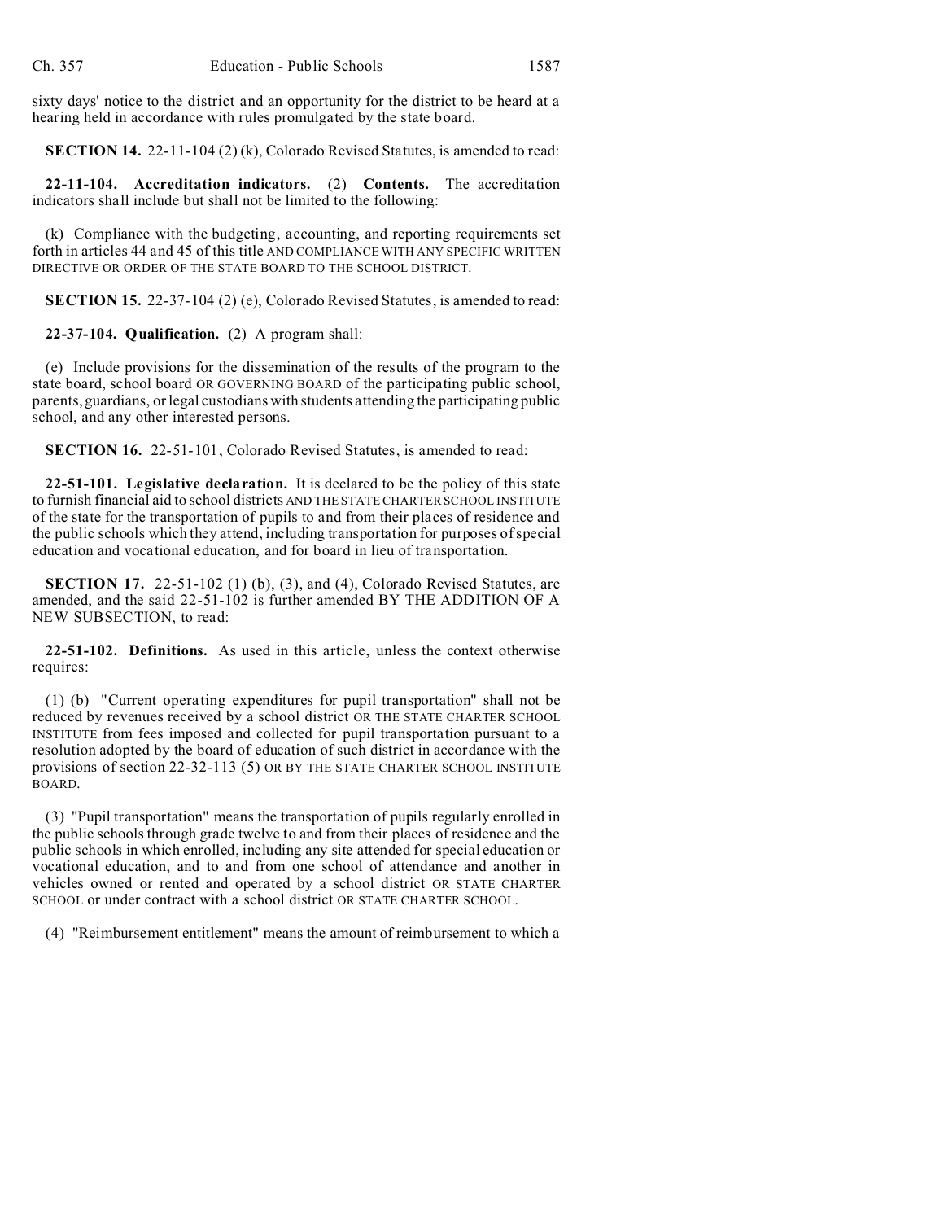sixty days' notice to the district and an opportunity for the district to be heard at a hearing held in accordance with rules promulgated by the state board.

**SECTION 14.** 22-11-104 (2) (k), Colorado Revised Statutes, is amended to read:

**22-11-104. Accreditation indicators.** (2) **Contents.** The accreditation indicators shall include but shall not be limited to the following:

(k) Compliance with the budgeting, accounting, and reporting requirements set forth in articles 44 and 45 of this title AND COMPLIANCE WITH ANY SPECIFIC WRITTEN DIRECTIVE OR ORDER OF THE STATE BOARD TO THE SCHOOL DISTRICT.

**SECTION 15.** 22-37-104 (2) (e), Colorado Revised Statutes, is amended to read:

**22-37-104. Qualification.** (2) A program shall:

(e) Include provisions for the dissemination of the results of the program to the state board, school board OR GOVERNING BOARD of the participating public school, parents, guardians, or legal custodians with students attending the participating public school, and any other interested persons.

**SECTION 16.** 22-51-101, Colorado Revised Statutes, is amended to read:

**22-51-101. Legislative declaration.** It is declared to be the policy of this state to furnish financial aid to school districts AND THE STATE CHARTER SCHOOL INSTITUTE of the state for the transportation of pupils to and from their places of residence and the public schools which they attend, including transportation for purposes of special education and vocational education, and for board in lieu of transportation.

**SECTION 17.** 22-51-102 (1) (b), (3), and (4), Colorado Revised Statutes, are amended, and the said 22-51-102 is further amended BY THE ADDITION OF A NEW SUBSECTION, to read:

**22-51-102. Definitions.** As used in this article, unless the context otherwise requires:

(1) (b) "Current operating expenditures for pupil transportation" shall not be reduced by revenues received by a school district OR THE STATE CHARTER SCHOOL INSTITUTE from fees imposed and collected for pupil transportation pursuant to a resolution adopted by the board of education of such district in accordance with the provisions of section 22-32-113 (5) OR BY THE STATE CHARTER SCHOOL INSTITUTE BOARD.

(3) "Pupil transportation" means the transportation of pupils regularly enrolled in the public schools through grade twelve to and from their places of residence and the public schools in which enrolled, including any site attended for special education or vocational education, and to and from one school of attendance and another in vehicles owned or rented and operated by a school district OR STATE CHARTER SCHOOL or under contract with a school district OR STATE CHARTER SCHOOL.

(4) "Reimbursement entitlement" means the amount of reimbursement to which a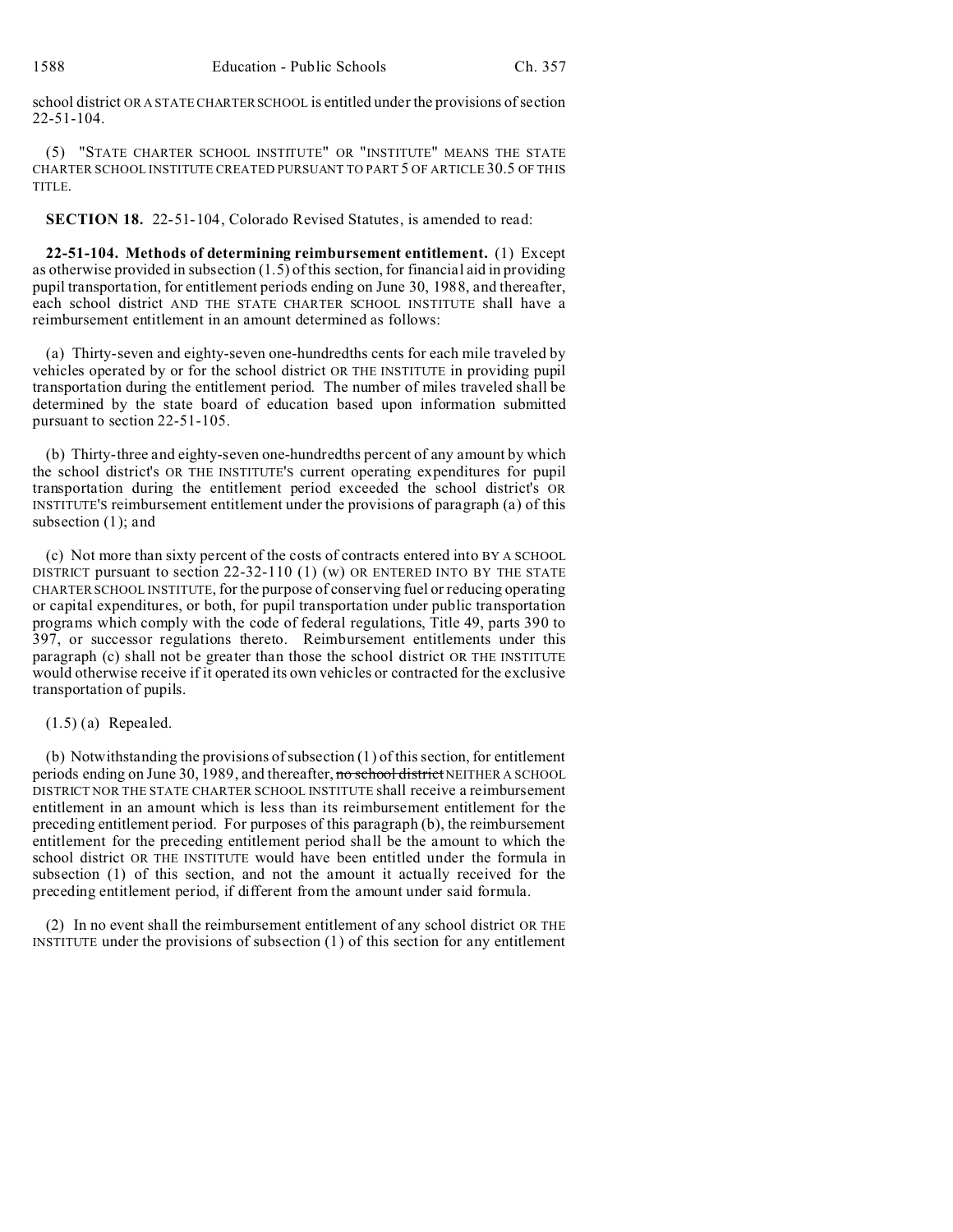school district OR A STATE CHARTER SCHOOL is entitled under the provisions of section 22-51-104.

(5) "STATE CHARTER SCHOOL INSTITUTE" OR "INSTITUTE" MEANS THE STATE CHARTER SCHOOL INSTITUTE CREATED PURSUANT TO PART 5 OF ARTICLE 30.5 OF THIS TITLE.

**SECTION 18.** 22-51-104, Colorado Revised Statutes, is amended to read:

**22-51-104. Methods of determining reimbursement entitlement.** (1) Except as otherwise provided in subsection (1.5) of this section, for financial aid in providing pupil transportation, for entitlement periods ending on June 30, 1988, and thereafter, each school district AND THE STATE CHARTER SCHOOL INSTITUTE shall have a reimbursement entitlement in an amount determined as follows:

(a) Thirty-seven and eighty-seven one-hundredths cents for each mile traveled by vehicles operated by or for the school district OR THE INSTITUTE in providing pupil transportation during the entitlement period. The number of miles traveled shall be determined by the state board of education based upon information submitted pursuant to section 22-51-105.

(b) Thirty-three and eighty-seven one-hundredths percent of any amount by which the school district's OR THE INSTITUTE'S current operating expenditures for pupil transportation during the entitlement period exceeded the school district's OR INSTITUTE'S reimbursement entitlement under the provisions of paragraph (a) of this subsection (1); and

(c) Not more than sixty percent of the costs of contracts entered into BY A SCHOOL DISTRICT pursuant to section 22-32-110 (1) (w) OR ENTERED INTO BY THE STATE CHARTER SCHOOL INSTITUTE, for the purpose of conserving fuel or reducing operating or capital expenditures, or both, for pupil transportation under public transportation programs which comply with the code of federal regulations, Title 49, parts 390 to 397, or successor regulations thereto. Reimbursement entitlements under this paragraph (c) shall not be greater than those the school district OR THE INSTITUTE would otherwise receive if it operated its own vehicles or contracted for the exclusive transportation of pupils.

(1.5) (a) Repealed.

(b) Notwithstanding the provisions of subsection (1) of this section, for entitlement periods ending on June 30, 1989, and thereafter, ~~no school district~~ NEITHER A SCHOOL DISTRICT NOR THE STATE CHARTER SCHOOL INSTITUTE shall receive a reimbursement entitlement in an amount which is less than its reimbursement entitlement for the preceding entitlement period. For purposes of this paragraph (b), the reimbursement entitlement for the preceding entitlement period shall be the amount to which the school district OR THE INSTITUTE would have been entitled under the formula in subsection (1) of this section, and not the amount it actually received for the preceding entitlement period, if different from the amount under said formula.

(2) In no event shall the reimbursement entitlement of any school district OR THE INSTITUTE under the provisions of subsection (1) of this section for any entitlement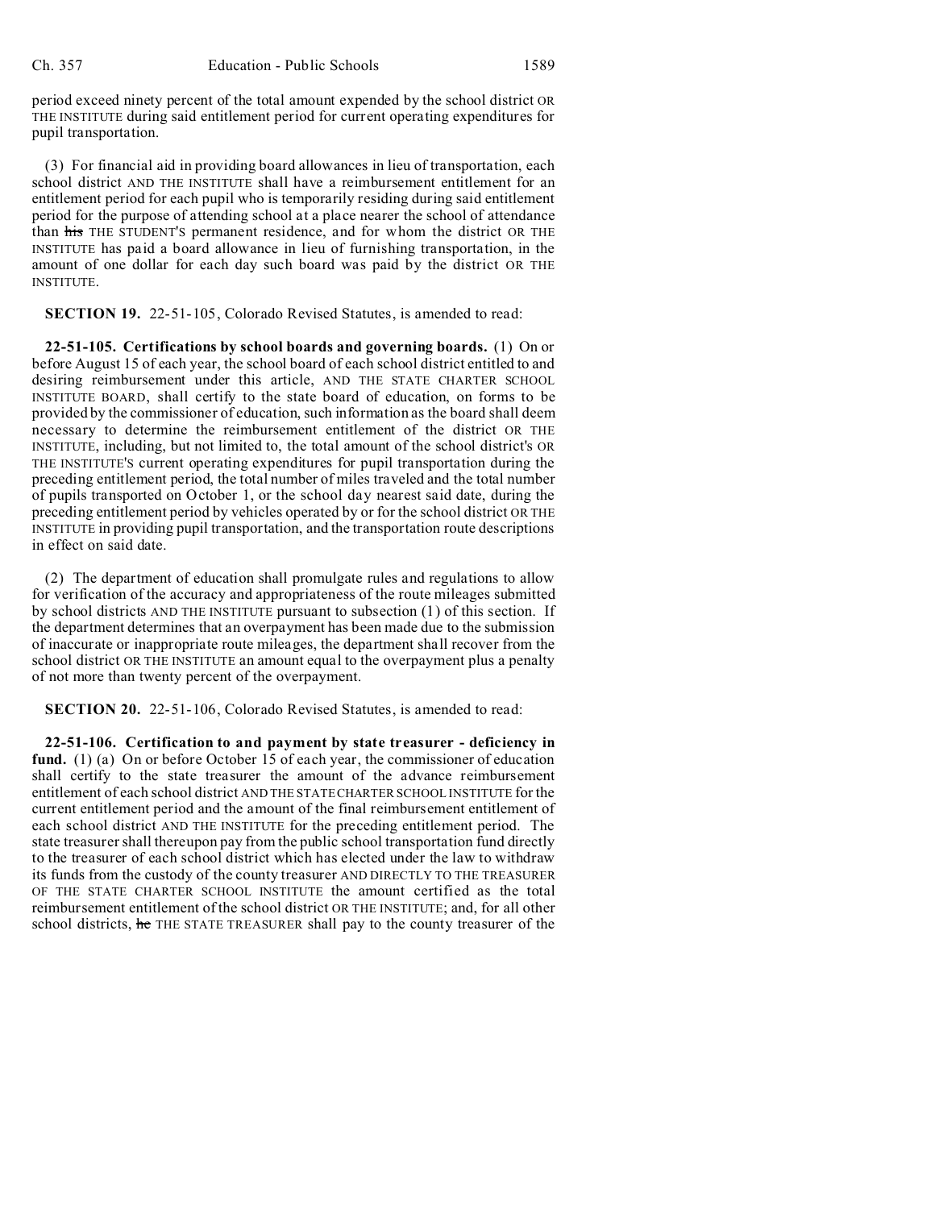period exceed ninety percent of the total amount expended by the school district OR THE INSTITUTE during said entitlement period for current operating expenditures for pupil transportation.

(3) For financial aid in providing board allowances in lieu of transportation, each school district AND THE INSTITUTE shall have a reimbursement entitlement for an entitlement period for each pupil who is temporarily residing during said entitlement period for the purpose of attending school at a place nearer the school of attendance than ~~his~~ THE STUDENT'S permanent residence, and for whom the district OR THE INSTITUTE has paid a board allowance in lieu of furnishing transportation, in the amount of one dollar for each day such board was paid by the district OR THE INSTITUTE.

**SECTION 19.** 22-51-105, Colorado Revised Statutes, is amended to read:

**22-51-105. Certifications by school boards and governing boards.** (1) On or before August 15 of each year, the school board of each school district entitled to and desiring reimbursement under this article, AND THE STATE CHARTER SCHOOL INSTITUTE BOARD, shall certify to the state board of education, on forms to be provided by the commissioner of education, such information as the board shall deem necessary to determine the reimbursement entitlement of the district OR THE INSTITUTE, including, but not limited to, the total amount of the school district's OR THE INSTITUTE'S current operating expenditures for pupil transportation during the preceding entitlement period, the total number of miles traveled and the total number of pupils transported on October 1, or the school day nearest said date, during the preceding entitlement period by vehicles operated by or for the school district OR THE INSTITUTE in providing pupil transportation, and the transportation route descriptions in effect on said date.

(2) The department of education shall promulgate rules and regulations to allow for verification of the accuracy and appropriateness of the route mileages submitted by school districts AND THE INSTITUTE pursuant to subsection (1) of this section. If the department determines that an overpayment has been made due to the submission of inaccurate or inappropriate route mileages, the department shall recover from the school district OR THE INSTITUTE an amount equal to the overpayment plus a penalty of not more than twenty percent of the overpayment.

**SECTION 20.** 22-51-106, Colorado Revised Statutes, is amended to read:

**22-51-106. Certification to and payment by state treasurer - deficiency in fund.** (1) (a) On or before October 15 of each year, the commissioner of education shall certify to the state treasurer the amount of the advance reimbursement entitlement of each school district AND THE STATE CHARTER SCHOOL INSTITUTE for the current entitlement period and the amount of the final reimbursement entitlement of each school district AND THE INSTITUTE for the preceding entitlement period. The state treasurer shall thereupon pay from the public school transportation fund directly to the treasurer of each school district which has elected under the law to withdraw its funds from the custody of the county treasurer AND DIRECTLY TO THE TREASURER OF THE STATE CHARTER SCHOOL INSTITUTE the amount certified as the total reimbursement entitlement of the school district OR THE INSTITUTE; and, for all other school districts, ~~he~~ THE STATE TREASURER shall pay to the county treasurer of the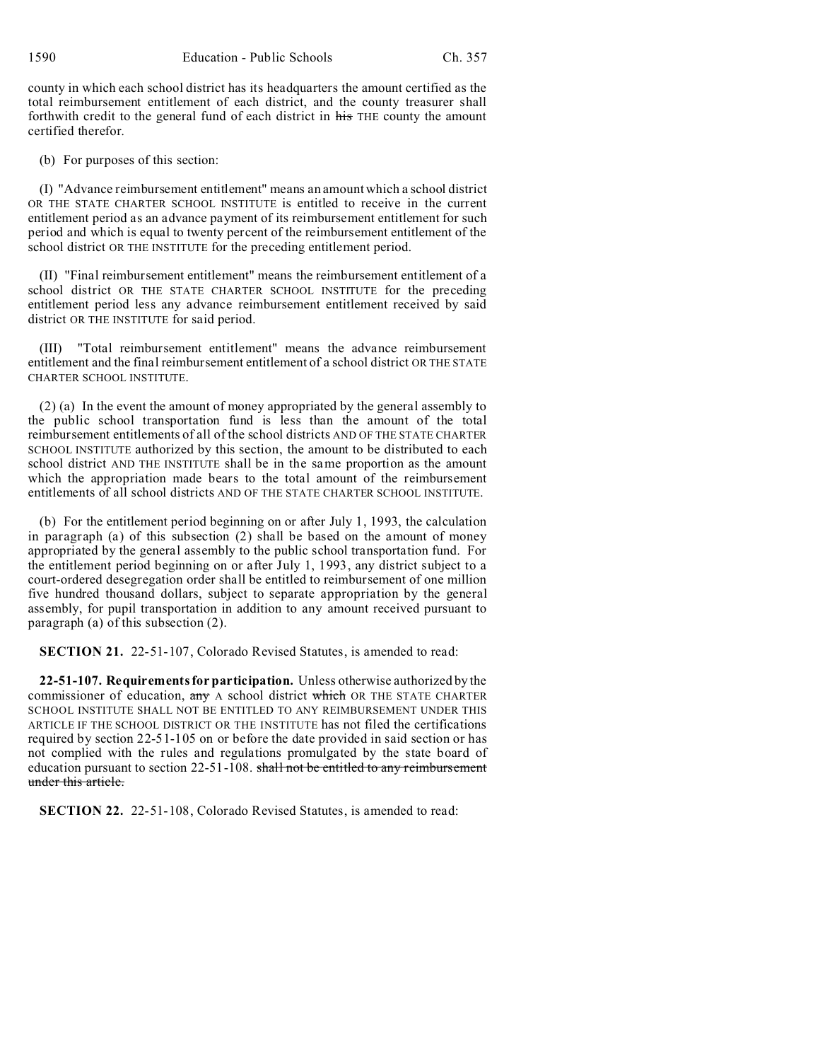county in which each school district has its headquarters the amount certified as the total reimbursement entitlement of each district, and the county treasurer shall forthwith credit to the general fund of each district in ~~his~~ THE county the amount certified therefor.

(b) For purposes of this section:

(I) "Advance reimbursement entitlement" means an amount which a school district OR THE STATE CHARTER SCHOOL INSTITUTE is entitled to receive in the current entitlement period as an advance payment of its reimbursement entitlement for such period and which is equal to twenty percent of the reimbursement entitlement of the school district OR THE INSTITUTE for the preceding entitlement period.

(II) "Final reimbursement entitlement" means the reimbursement entitlement of a school district OR THE STATE CHARTER SCHOOL INSTITUTE for the preceding entitlement period less any advance reimbursement entitlement received by said district OR THE INSTITUTE for said period.

(III) "Total reimbursement entitlement" means the advance reimbursement entitlement and the final reimbursement entitlement of a school district OR THE STATE CHARTER SCHOOL INSTITUTE.

(2) (a) In the event the amount of money appropriated by the general assembly to the public school transportation fund is less than the amount of the total reimbursement entitlements of all of the school districts AND OF THE STATE CHARTER SCHOOL INSTITUTE authorized by this section, the amount to be distributed to each school district AND THE INSTITUTE shall be in the same proportion as the amount which the appropriation made bears to the total amount of the reimbursement entitlements of all school districts AND OF THE STATE CHARTER SCHOOL INSTITUTE.

(b) For the entitlement period beginning on or after July 1, 1993, the calculation in paragraph (a) of this subsection (2) shall be based on the amount of money appropriated by the general assembly to the public school transportation fund. For the entitlement period beginning on or after July 1, 1993, any district subject to a court-ordered desegregation order shall be entitled to reimbursement of one million five hundred thousand dollars, subject to separate appropriation by the general assembly, for pupil transportation in addition to any amount received pursuant to paragraph (a) of this subsection (2).

**SECTION 21.** 22-51-107, Colorado Revised Statutes, is amended to read:

**22-51-107. Requirements for participation.** Unless otherwise authorized by the commissioner of education, ~~any~~ A school district ~~which~~ OR THE STATE CHARTER SCHOOL INSTITUTE SHALL NOT BE ENTITLED TO ANY REIMBURSEMENT UNDER THIS ARTICLE IF THE SCHOOL DISTRICT OR THE INSTITUTE has not filed the certifications required by section 22-51-105 on or before the date provided in said section or has not complied with the rules and regulations promulgated by the state board of education pursuant to section 22-51-108. ~~shall not be entitled to any reimbursement under this article.~~

**SECTION 22.** 22-51-108, Colorado Revised Statutes, is amended to read: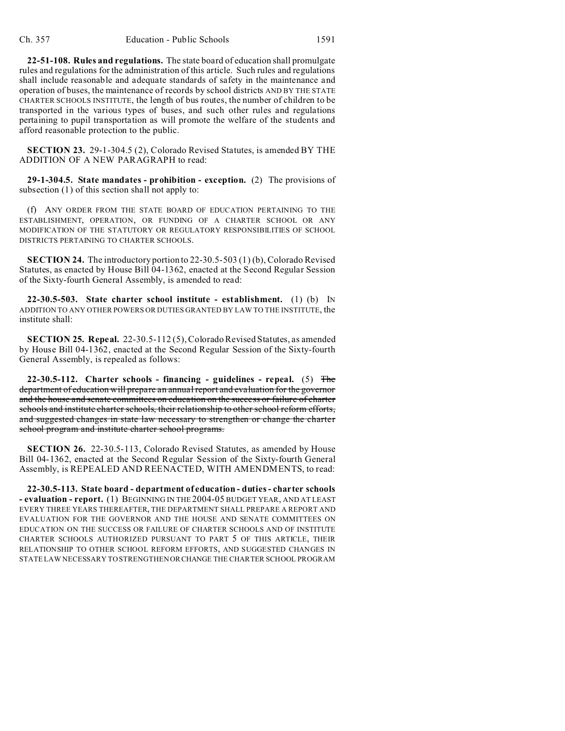**22-51-108. Rules and regulations.** The state board of education shall promulgate rules and regulations for the administration of this article. Such rules and regulations shall include reasonable and adequate standards of safety in the maintenance and operation of buses, the maintenance of records by school districts AND BY THE STATE CHARTER SCHOOLS INSTITUTE, the length of bus routes, the number of children to be transported in the various types of buses, and such other rules and regulations pertaining to pupil transportation as will promote the welfare of the students and afford reasonable protection to the public.

**SECTION 23.** 29-1-304.5 (2), Colorado Revised Statutes, is amended BY THE ADDITION OF A NEW PARAGRAPH to read:

**29-1-304.5. State mandates - prohibition - exception.** (2) The provisions of subsection (1) of this section shall not apply to:

(f) ANY ORDER FROM THE STATE BOARD OF EDUCATION PERTAINING TO THE ESTABLISHMENT, OPERATION, OR FUNDING OF A CHARTER SCHOOL OR ANY MODIFICATION OF THE STATUTORY OR REGULATORY RESPONSIBILITIES OF SCHOOL DISTRICTS PERTAINING TO CHARTER SCHOOLS.

**SECTION 24.** The introductory portion to 22-30.5-503 (1) (b), Colorado Revised Statutes, as enacted by House Bill 04-1362, enacted at the Second Regular Session of the Sixty-fourth General Assembly, is amended to read:

**22-30.5-503. State charter school institute - establishment.** (1) (b) IN ADDITION TO ANY OTHER POWERS OR DUTIES GRANTED BY LAW TO THE INSTITUTE, the institute shall:

**SECTION 25. Repeal.** 22-30.5-112 (5), Colorado Revised Statutes, as amended by House Bill 04-1362, enacted at the Second Regular Session of the Sixty-fourth General Assembly, is repealed as follows:

**22-30.5-112. Charter schools - financing - guidelines - repeal.** (5) ~~The department of education will prepare an annual report and evaluation for the governor and the house and senate committees on education on the success or failure of charter schools and institute charter schools, their relationship to other school reform efforts, and suggested changes in state law necessary to strengthen or change the charter school program and institute charter school programs.~~

**SECTION 26.** 22-30.5-113, Colorado Revised Statutes, as amended by House Bill 04-1362, enacted at the Second Regular Session of the Sixty-fourth General Assembly, is REPEALED AND REENACTED, WITH AMENDMENTS, to read:

**22-30.5-113. State board - department of education - duties - charter schools - evaluation - report.** (1) BEGINNING IN THE 2004-05 BUDGET YEAR, AND AT LEAST EVERY THREE YEARS THEREAFTER, THE DEPARTMENT SHALL PREPARE A REPORT AND EVALUATION FOR THE GOVERNOR AND THE HOUSE AND SENATE COMMITTEES ON EDUCATION ON THE SUCCESS OR FAILURE OF CHARTER SCHOOLS AND OF INSTITUTE CHARTER SCHOOLS AUTHORIZED PURSUANT TO PART 5 OF THIS ARTICLE, THEIR RELATIONSHIP TO OTHER SCHOOL REFORM EFFORTS, AND SUGGESTED CHANGES IN STATE LAW NECESSARY TO STRENGTHEN OR CHANGE THE CHARTER SCHOOL PROGRAM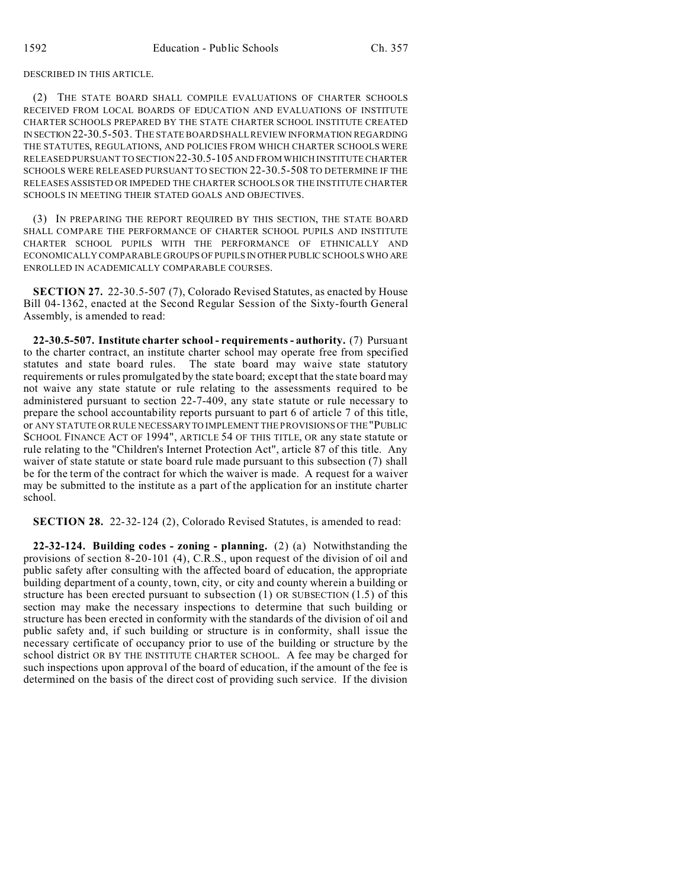DESCRIBED IN THIS ARTICLE.

(2) THE STATE BOARD SHALL COMPILE EVALUATIONS OF CHARTER SCHOOLS RECEIVED FROM LOCAL BOARDS OF EDUCATION AND EVALUATIONS OF INSTITUTE CHARTER SCHOOLS PREPARED BY THE STATE CHARTER SCHOOL INSTITUTE CREATED IN SECTION 22-30.5-503. THE STATE BOARD SHALL REVIEW INFORMATION REGARDING THE STATUTES, REGULATIONS, AND POLICIES FROM WHICH CHARTER SCHOOLS WERE RELEASED PURSUANT TO SECTION 22-30.5-105 AND FROM WHICH INSTITUTE CHARTER SCHOOLS WERE RELEASED PURSUANT TO SECTION 22-30.5-508 TO DETERMINE IF THE RELEASES ASSISTED OR IMPEDED THE CHARTER SCHOOLS OR THE INSTITUTE CHARTER SCHOOLS IN MEETING THEIR STATED GOALS AND OBJECTIVES.

(3) IN PREPARING THE REPORT REQUIRED BY THIS SECTION, THE STATE BOARD SHALL COMPARE THE PERFORMANCE OF CHARTER SCHOOL PUPILS AND INSTITUTE CHARTER SCHOOL PUPILS WITH THE PERFORMANCE OF ETHNICALLY AND ECONOMICALLY COMPARABLE GROUPS OF PUPILS IN OTHER PUBLIC SCHOOLS WHO ARE ENROLLED IN ACADEMICALLY COMPARABLE COURSES.

**SECTION 27.** 22-30.5-507 (7), Colorado Revised Statutes, as enacted by House Bill 04-1362, enacted at the Second Regular Session of the Sixty-fourth General Assembly, is amended to read:

**22-30.5-507. Institute charter school - requirements - authority.** (7) Pursuant to the charter contract, an institute charter school may operate free from specified statutes and state board rules. The state board may waive state statutory requirements or rules promulgated by the state board; except that the state board may not waive any state statute or rule relating to the assessments required to be administered pursuant to section 22-7-409, any state statute or rule necessary to prepare the school accountability reports pursuant to part 6 of article 7 of this title, or ANY STATUTE OR RULE NECESSARY TO IMPLEMENT THE PROVISIONS OF THE "PUBLIC SCHOOL FINANCE ACT OF 1994", ARTICLE 54 OF THIS TITLE, OR any state statute or rule relating to the "Children's Internet Protection Act", article 87 of this title. Any waiver of state statute or state board rule made pursuant to this subsection (7) shall be for the term of the contract for which the waiver is made. A request for a waiver may be submitted to the institute as a part of the application for an institute charter school.

**SECTION 28.** 22-32-124 (2), Colorado Revised Statutes, is amended to read:

**22-32-124. Building codes - zoning - planning.** (2) (a) Notwithstanding the provisions of section 8-20-101 (4), C.R.S., upon request of the division of oil and public safety after consulting with the affected board of education, the appropriate building department of a county, town, city, or city and county wherein a building or structure has been erected pursuant to subsection (1) OR SUBSECTION (1.5) of this section may make the necessary inspections to determine that such building or structure has been erected in conformity with the standards of the division of oil and public safety and, if such building or structure is in conformity, shall issue the necessary certificate of occupancy prior to use of the building or structure by the school district OR BY THE INSTITUTE CHARTER SCHOOL. A fee may be charged for such inspections upon approval of the board of education, if the amount of the fee is determined on the basis of the direct cost of providing such service. If the division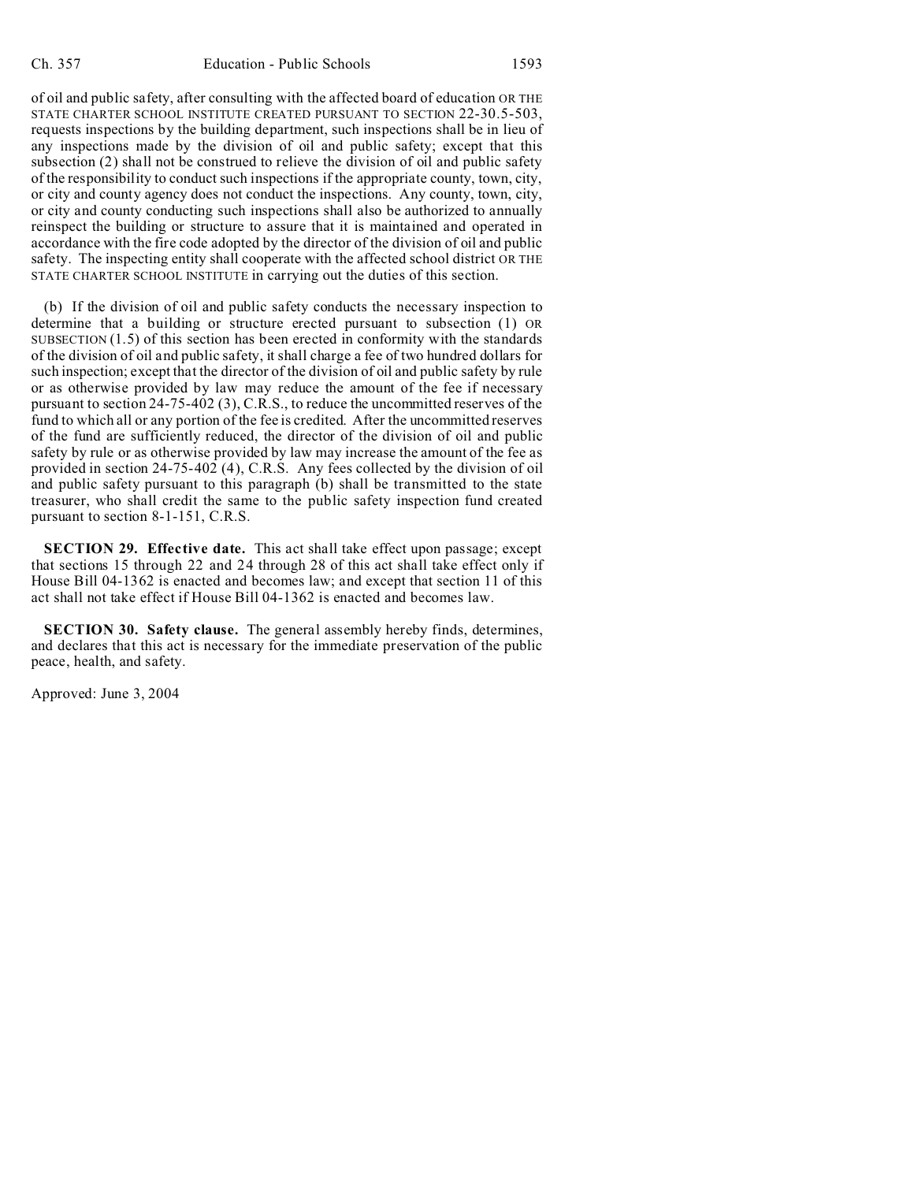of oil and public safety, after consulting with the affected board of education OR THE STATE CHARTER SCHOOL INSTITUTE CREATED PURSUANT TO SECTION 22-30.5-503, requests inspections by the building department, such inspections shall be in lieu of any inspections made by the division of oil and public safety; except that this subsection (2) shall not be construed to relieve the division of oil and public safety of the responsibility to conduct such inspections if the appropriate county, town, city, or city and county agency does not conduct the inspections. Any county, town, city, or city and county conducting such inspections shall also be authorized to annually reinspect the building or structure to assure that it is maintained and operated in accordance with the fire code adopted by the director of the division of oil and public safety. The inspecting entity shall cooperate with the affected school district OR THE STATE CHARTER SCHOOL INSTITUTE in carrying out the duties of this section.

(b) If the division of oil and public safety conducts the necessary inspection to determine that a building or structure erected pursuant to subsection (1) OR SUBSECTION (1.5) of this section has been erected in conformity with the standards of the division of oil and public safety, it shall charge a fee of two hundred dollars for such inspection; except that the director of the division of oil and public safety by rule or as otherwise provided by law may reduce the amount of the fee if necessary pursuant to section 24-75-402 (3), C.R.S., to reduce the uncommitted reserves of the fund to which all or any portion of the fee is credited. After the uncommitted reserves of the fund are sufficiently reduced, the director of the division of oil and public safety by rule or as otherwise provided by law may increase the amount of the fee as provided in section 24-75-402 (4), C.R.S. Any fees collected by the division of oil and public safety pursuant to this paragraph (b) shall be transmitted to the state treasurer, who shall credit the same to the public safety inspection fund created pursuant to section 8-1-151, C.R.S.

**SECTION 29. Effective date.** This act shall take effect upon passage; except that sections 15 through 22 and 24 through 28 of this act shall take effect only if House Bill 04-1362 is enacted and becomes law; and except that section 11 of this act shall not take effect if House Bill 04-1362 is enacted and becomes law.

**SECTION 30. Safety clause.** The general assembly hereby finds, determines, and declares that this act is necessary for the immediate preservation of the public peace, health, and safety.

Approved: June 3, 2004